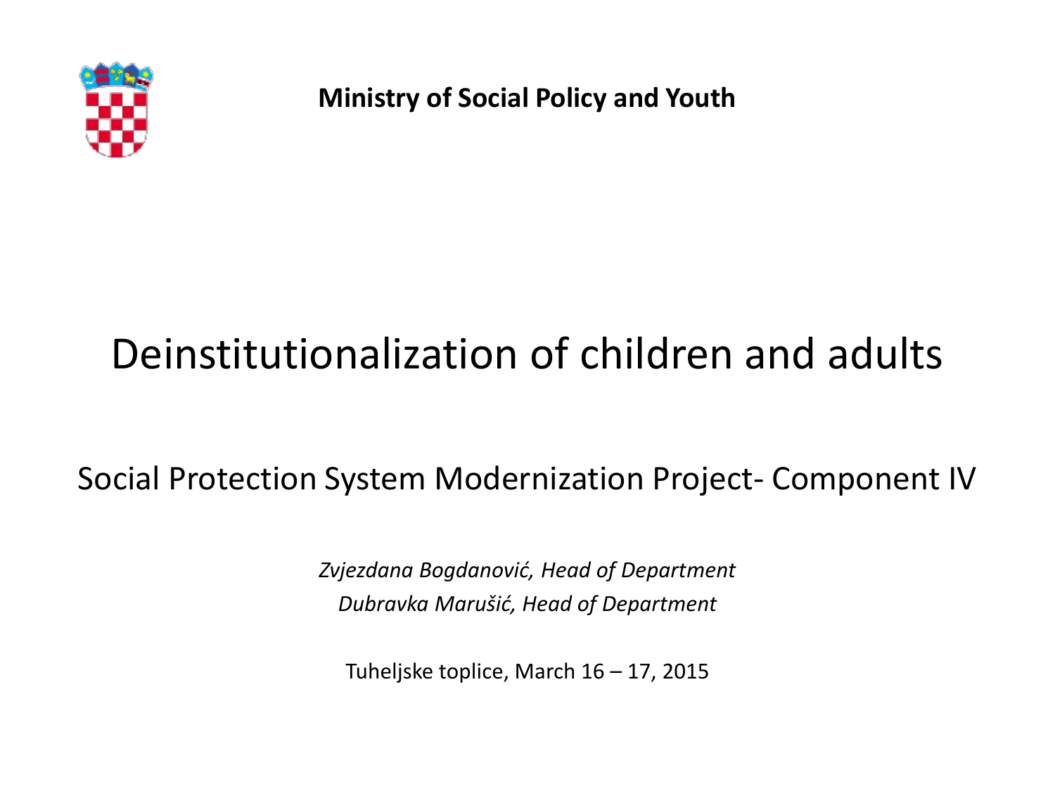**Ministry of Social Policy and Youth**

# Deinstitutionalization of children and adults

## Social Protection System Modernization Project- Component IV

*Zvjezdana Bogdanović, Head of Department*
*Dubravka Marušić, Head of Department*

Tuheljske toplice, March 16 – 17, 2015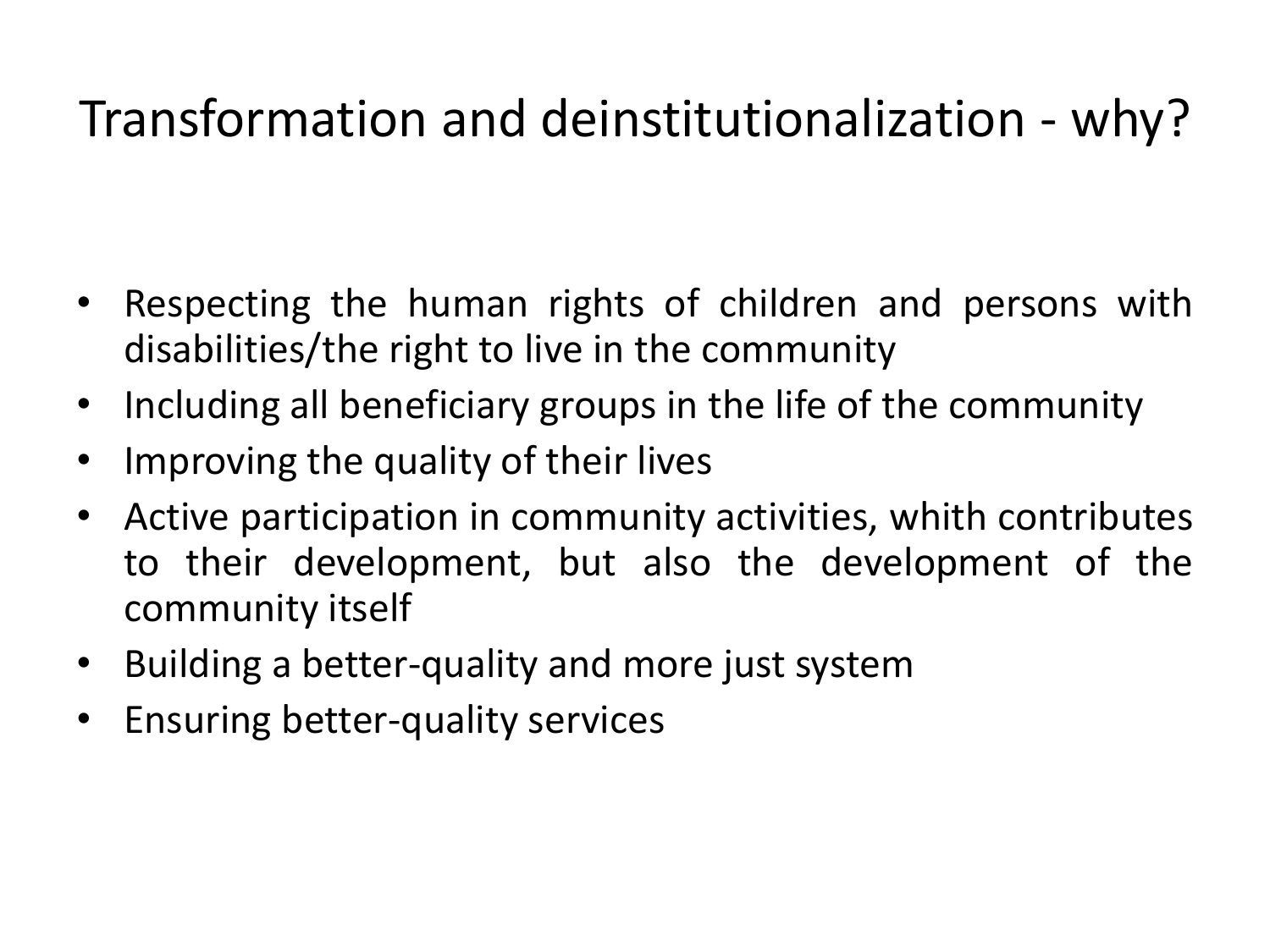# Transformation and deinstitutionalization - why?

- Respecting the human rights of children and persons with disabilities/the right to live in the community
- Including all beneficiary groups in the life of the community
- Improving the quality of their lives
- Active participation in community activities, whith contributes to their development, but also the development of the community itself
- Building a better-quality and more just system
- Ensuring better-quality services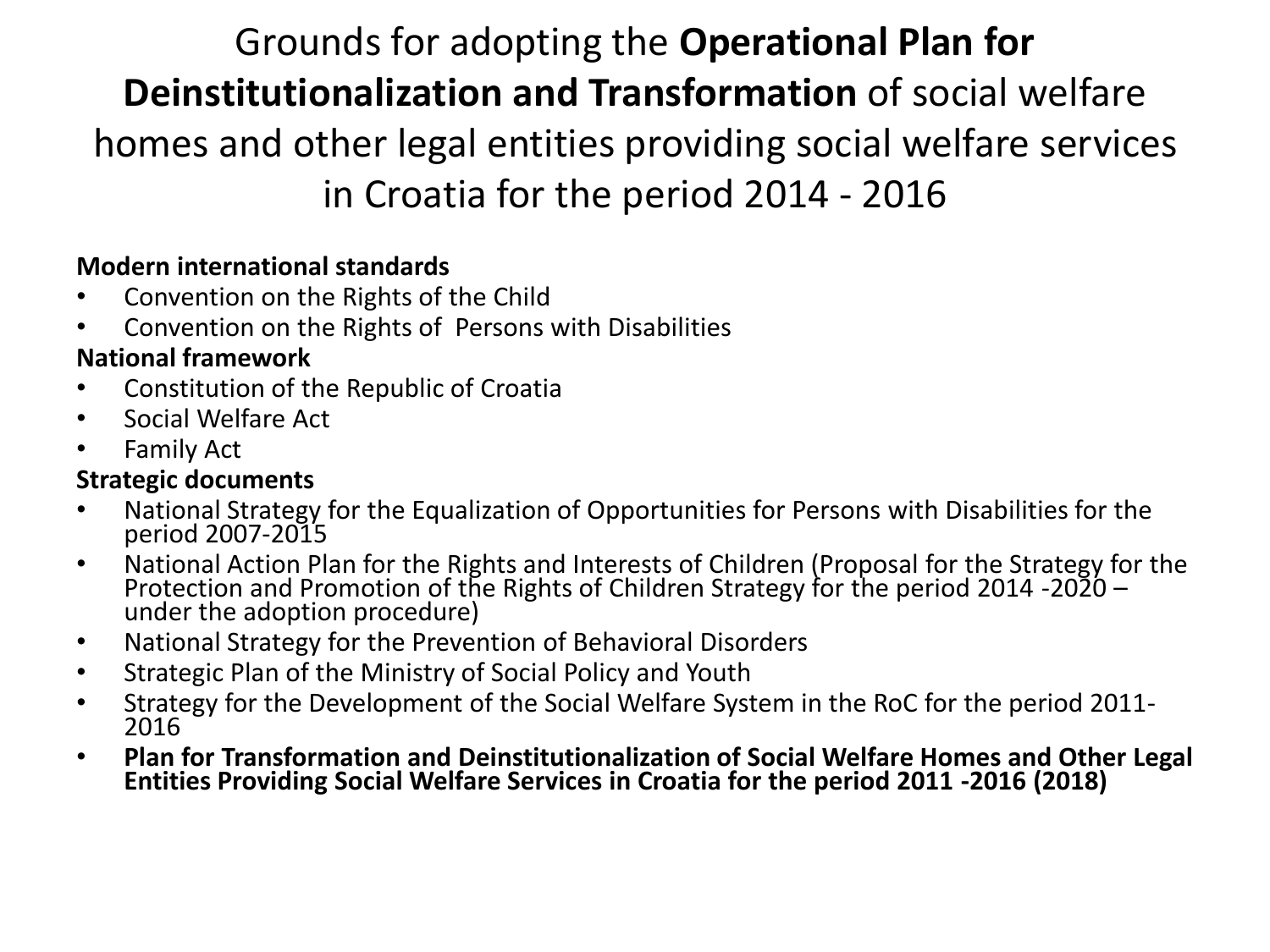# Grounds for adopting the **Operational Plan for Deinstitutionalization and Transformation** of social welfare homes and other legal entities providing social welfare services in Croatia for the period 2014 - 2016

**Modern international standards**

- Convention on the Rights of the Child
- Convention on the Rights of Persons with Disabilities

**National framework**

- Constitution of the Republic of Croatia
- Social Welfare Act
- Family Act

**Strategic documents**

- National Strategy for the Equalization of Opportunities for Persons with Disabilities for the period 2007-2015
- National Action Plan for the Rights and Interests of Children (Proposal for the Strategy for the Protection and Promotion of the Rights of Children Strategy for the period 2014 -2020 – under the adoption procedure)
- National Strategy for the Prevention of Behavioral Disorders
- Strategic Plan of the Ministry of Social Policy and Youth
- Strategy for the Development of the Social Welfare System in the RoC for the period 2011-2016
- **Plan for Transformation and Deinstitutionalization of Social Welfare Homes and Other Legal Entities Providing Social Welfare Services in Croatia for the period 2011 -2016 (2018)**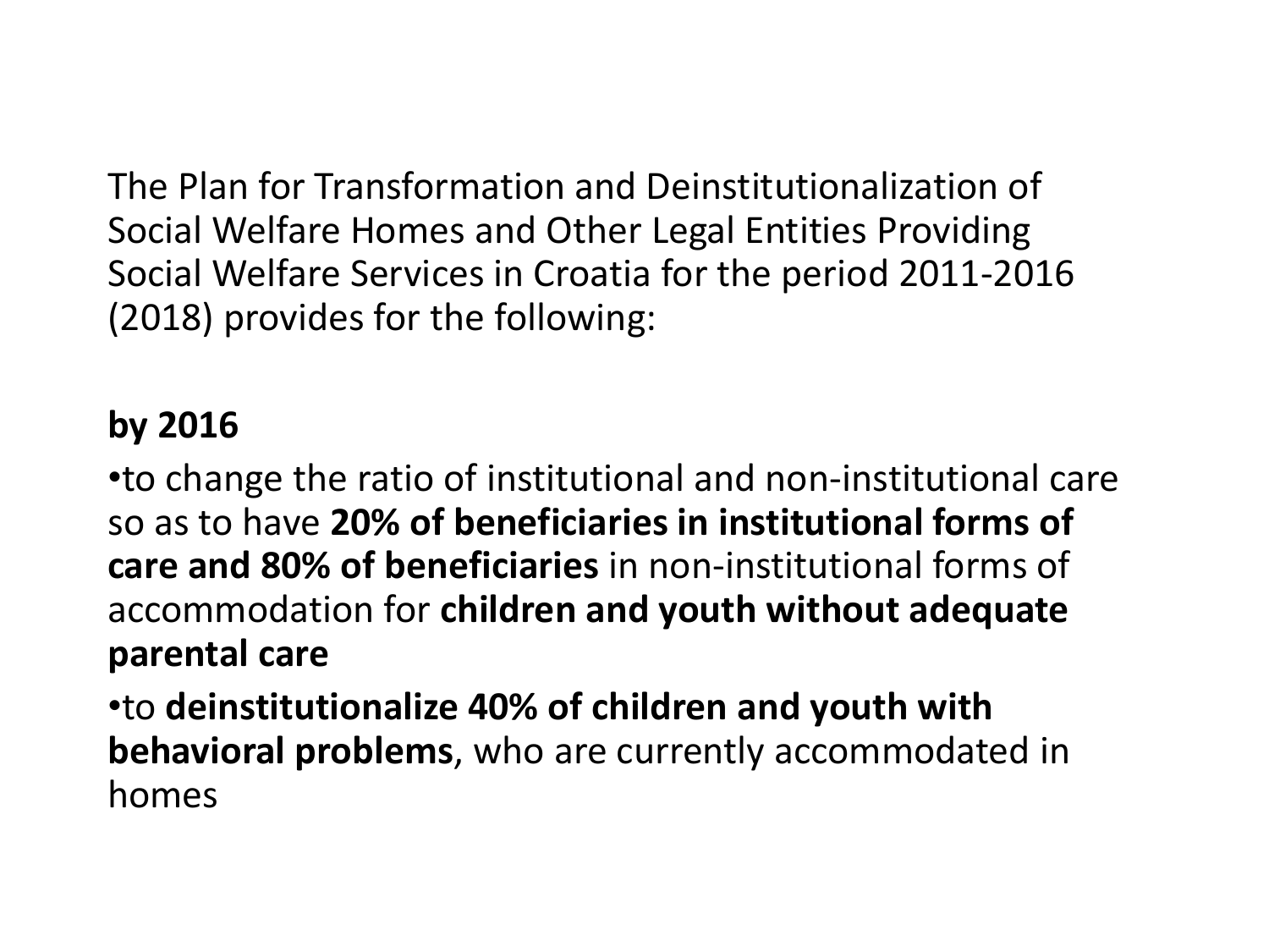The Plan for Transformation and Deinstitutionalization of Social Welfare Homes and Other Legal Entities Providing Social Welfare Services in Croatia for the period 2011-2016 (2018) provides for the following:

**by 2016**

- to change the ratio of institutional and non-institutional care so as to have **20% of beneficiaries in institutional forms of care and 80% of beneficiaries** in non-institutional forms of accommodation for **children and youth without adequate parental care**
- to **deinstitutionalize 40% of children and youth with behavioral problems**, who are currently accommodated in homes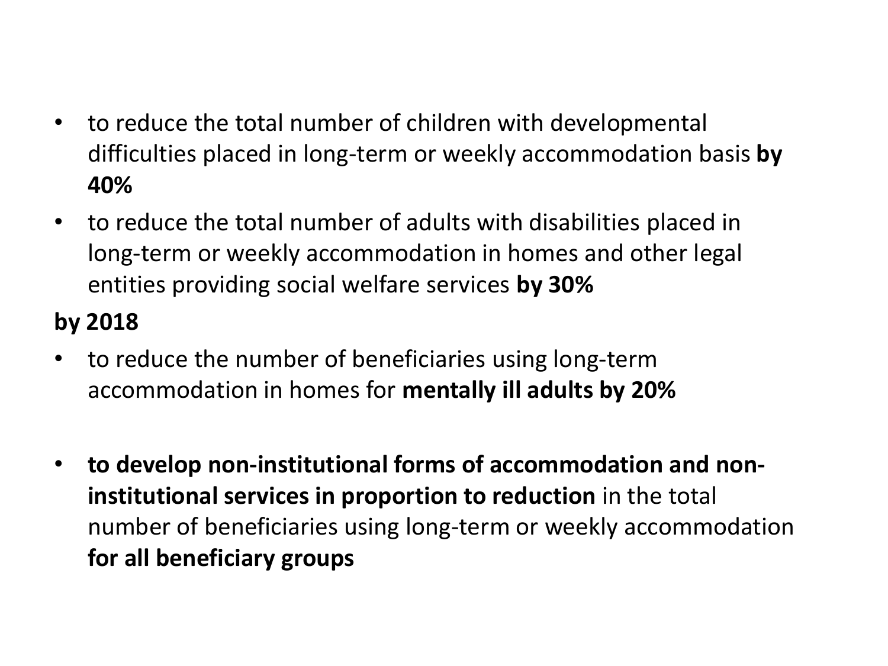- to reduce the total number of children with developmental difficulties placed in long-term or weekly accommodation basis **by 40%**
- to reduce the total number of adults with disabilities placed in long-term or weekly accommodation in homes and other legal entities providing social welfare services **by 30%**

**by 2018**

- to reduce the number of beneficiaries using long-term accommodation in homes for **mentally ill adults by 20%**

- **to develop non-institutional forms of accommodation and non-institutional services in proportion to reduction** in the total number of beneficiaries using long-term or weekly accommodation **for all beneficiary groups**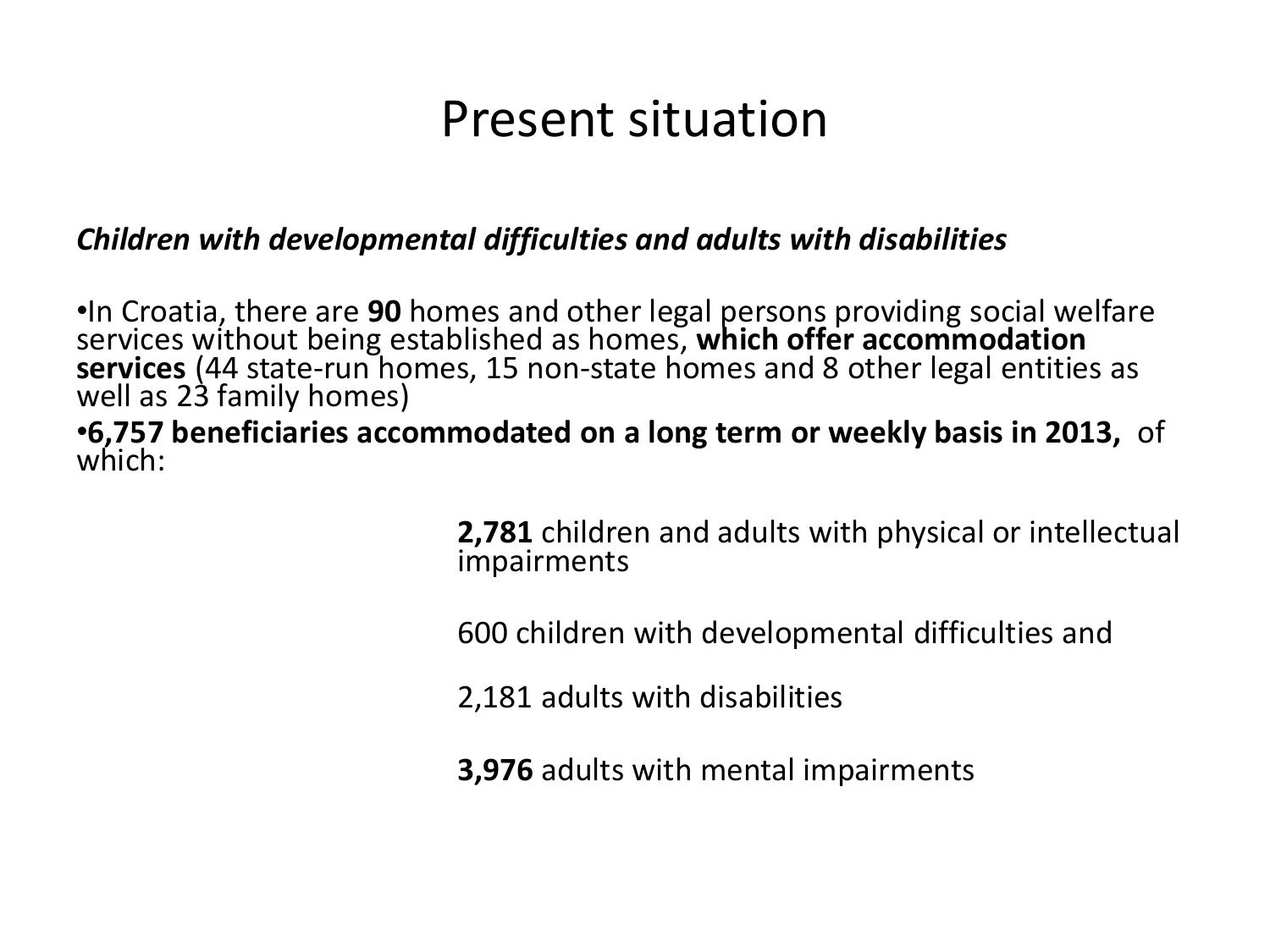# Present situation

***Children with developmental difficulties and adults with disabilities***

- In Croatia, there are **90** homes and other legal persons providing social welfare services without being established as homes, **which offer accommodation services** (44 state-run homes, 15 non-state homes and 8 other legal entities as well as 23 family homes)
- **6,757 beneficiaries accommodated on a long term or weekly basis in 2013,** of which:

**2,781** children and adults with physical or intellectual impairments

600 children with developmental difficulties and

2,181 adults with disabilities

**3,976** adults with mental impairments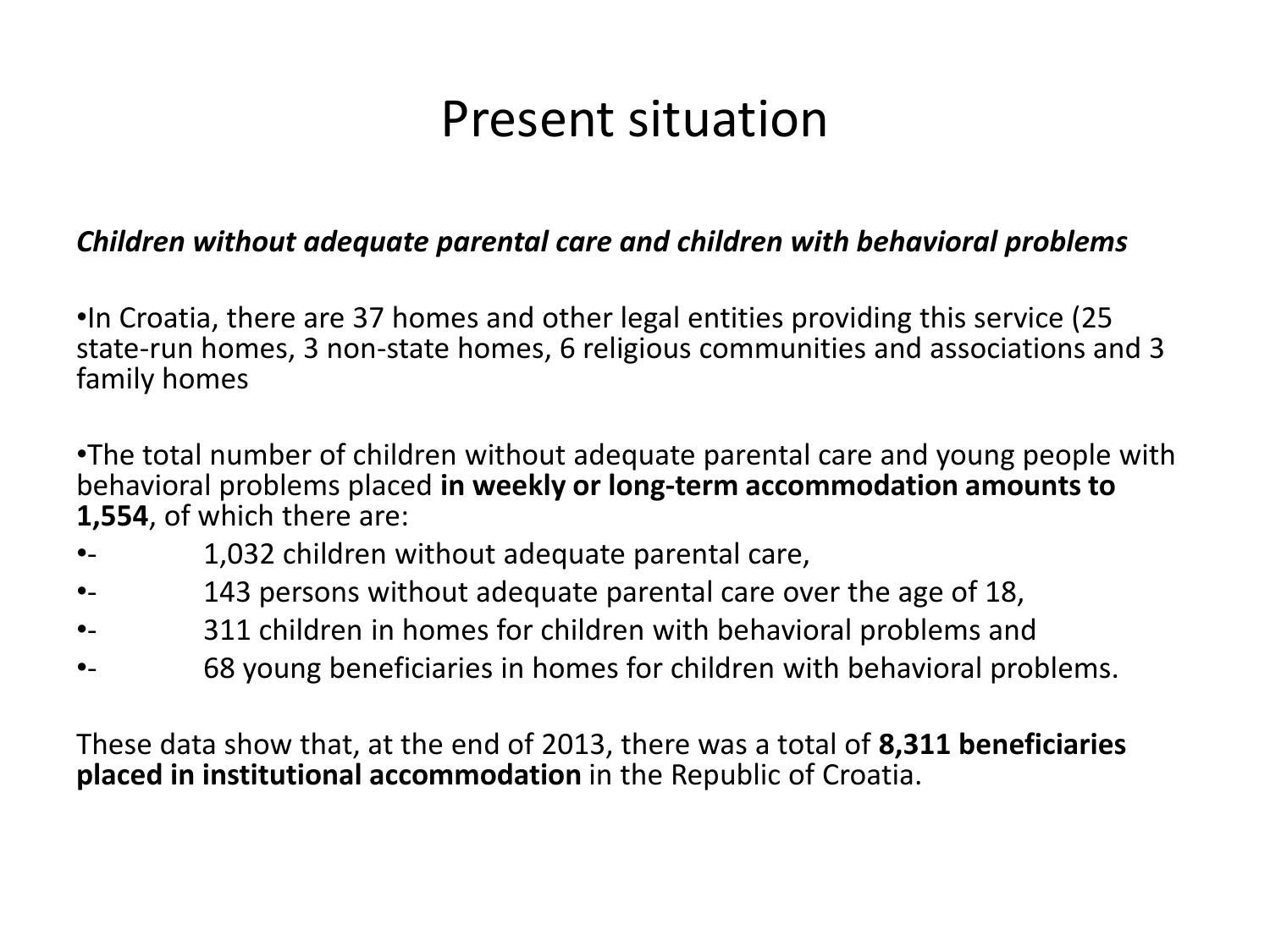# Present situation

***Children without adequate parental care and children with behavioral problems***

•In Croatia, there are 37 homes and other legal entities providing this service (25 state-run homes, 3 non-state homes, 6 religious communities and associations and 3 family homes

•The total number of children without adequate parental care and young people with behavioral problems placed **in weekly or long-term accommodation amounts to 1,554**, of which there are:

- 1,032 children without adequate parental care,
- 143 persons without adequate parental care over the age of 18,
- 311 children in homes for children with behavioral problems and
- 68 young beneficiaries in homes for children with behavioral problems.

These data show that, at the end of 2013, there was a total of **8,311 beneficiaries placed in institutional accommodation** in the Republic of Croatia.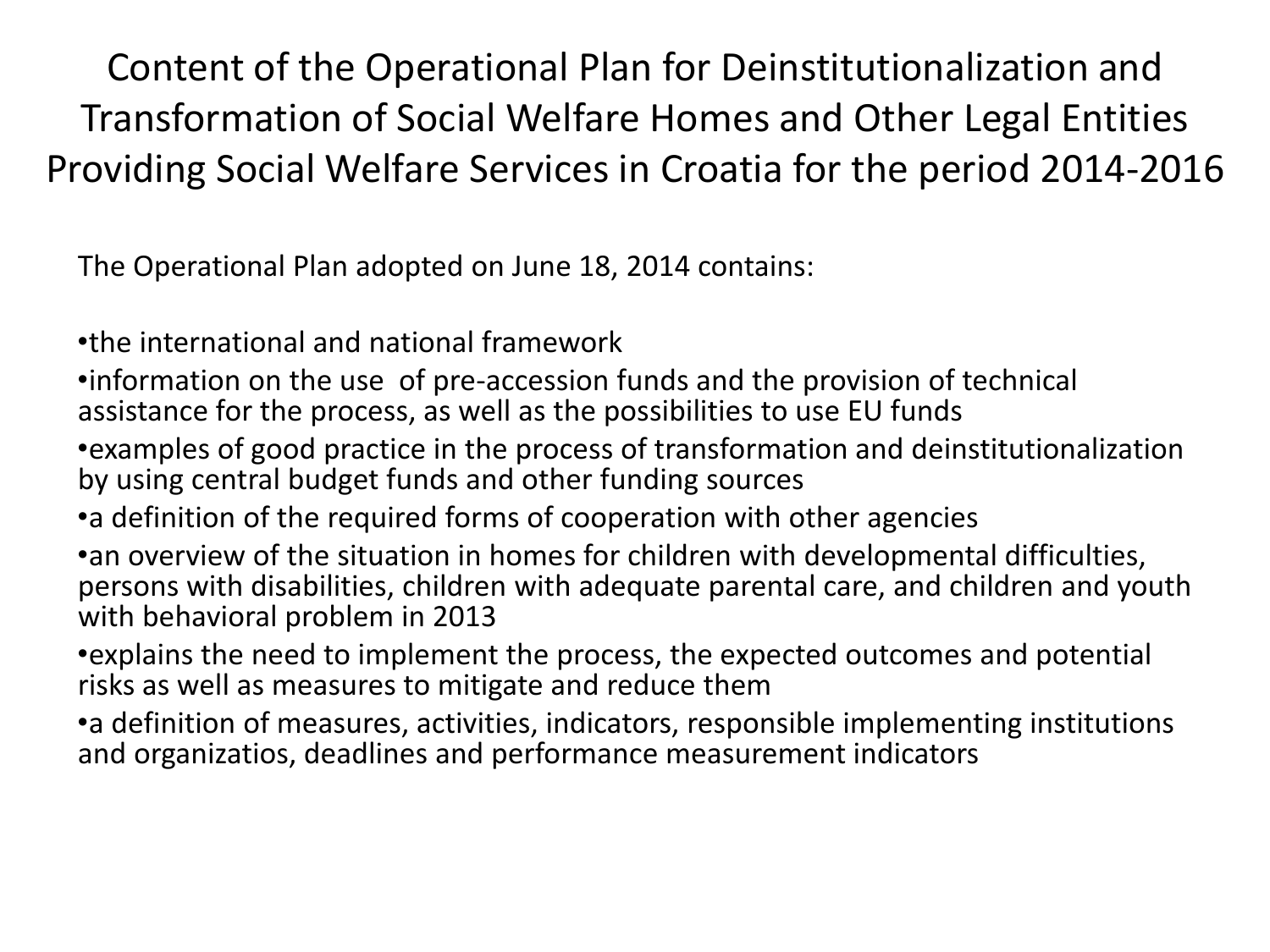# Content of the Operational Plan for Deinstitutionalization and Transformation of Social Welfare Homes and Other Legal Entities Providing Social Welfare Services in Croatia for the period 2014-2016

The Operational Plan adopted on June 18, 2014 contains:

- the international and national framework
- information on the use of pre-accession funds and the provision of technical assistance for the process, as well as the possibilities to use EU funds
- examples of good practice in the process of transformation and deinstitutionalization by using central budget funds and other funding sources
- a definition of the required forms of cooperation with other agencies
- an overview of the situation in homes for children with developmental difficulties, persons with disabilities, children with adequate parental care, and children and youth with behavioral problem in 2013
- explains the need to implement the process, the expected outcomes and potential risks as well as measures to mitigate and reduce them
- a definition of measures, activities, indicators, responsible implementing institutions and organizatios, deadlines and performance measurement indicators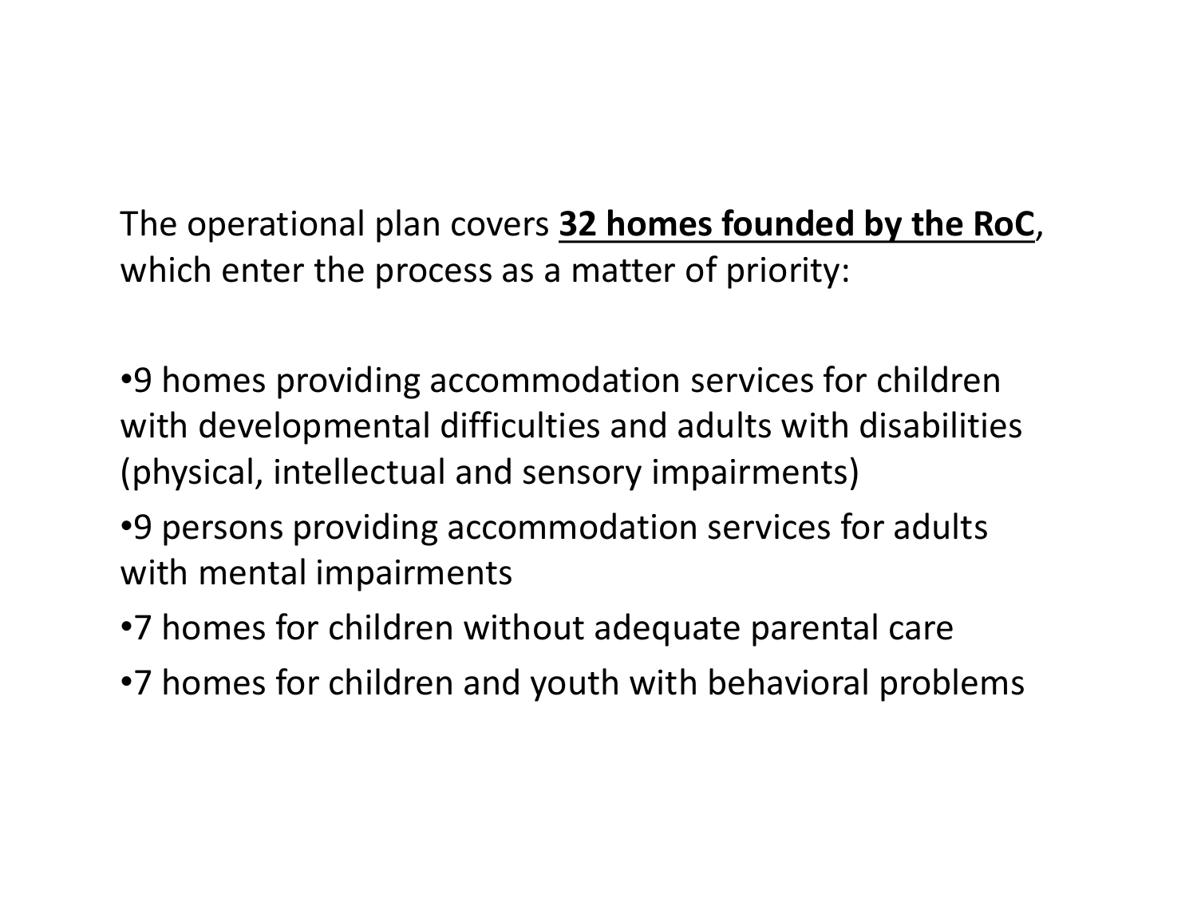The operational plan covers **32 homes founded by the RoC**, which enter the process as a matter of priority:

- 9 homes providing accommodation services for children with developmental difficulties and adults with disabilities (physical, intellectual and sensory impairments)
- 9 persons providing accommodation services for adults with mental impairments
- 7 homes for children without adequate parental care
- 7 homes for children and youth with behavioral problems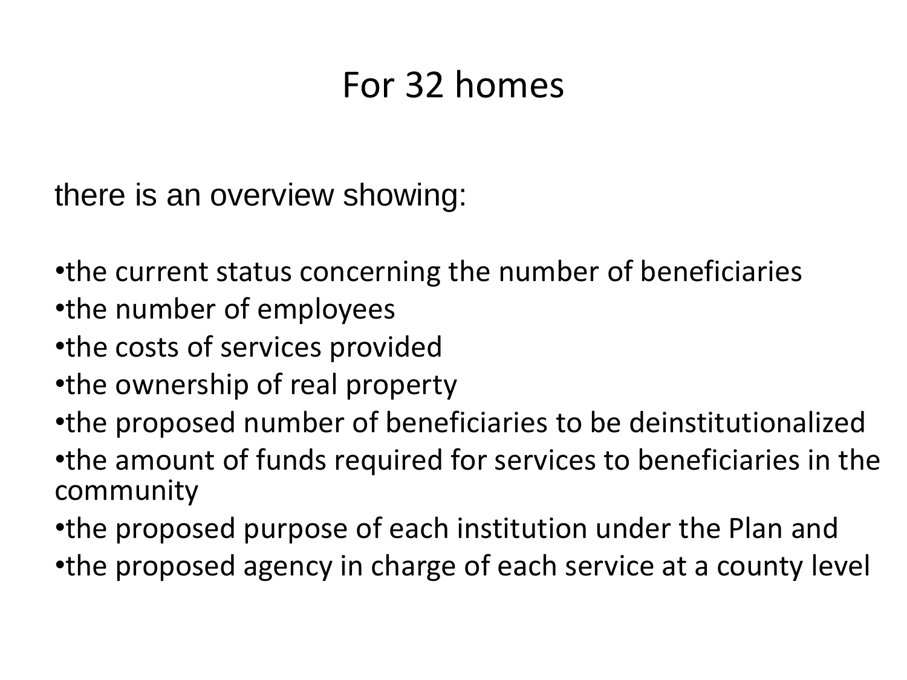# For 32 homes

there is an overview showing:

- the current status concerning the number of beneficiaries
- the number of employees
- the costs of services provided
- the ownership of real property
- the proposed number of beneficiaries to be deinstitutionalized
- the amount of funds required for services to beneficiaries in the community
- the proposed purpose of each institution under the Plan and
- the proposed agency in charge of each service at a county level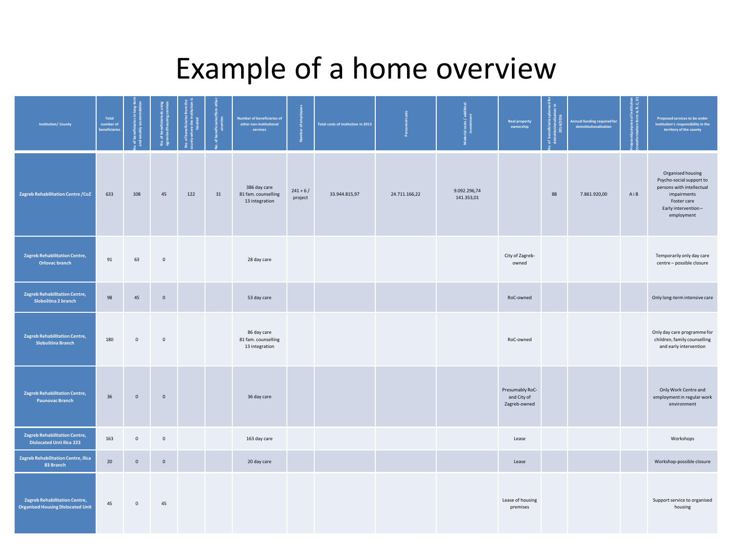# Example of a home overview

| Institution/ County | Total number of beneficiaries | No. of beneficiaries in long-term and weekly accommodation | No. of beneficiaries using organized housing services | No. of beneficiaries from the county where the institution is located | No. of beneficiaries from other counties | Number of beneficiaries of other non-institutional services | Number of employees | Total costs of institution in 2013 | Personnel costs | Material costs / additional investment | Real property ownership | No. of beneficiaries planned for deinstitutionalization in 2014/2016 | Annual funding required for deinstitutionalization | Proposed purpose of institution (transformation form A, B, C, D) | Proposed services to be under institution's responsibility in the territory of the county |
|---|---|---|---|---|---|---|---|---|---|---|---|---|---|---|---|
| **Zagreb Rehabilitation Centre /CoZ** | 633 | 108 | 45 | 122 | 31 | 386 day care<br>81 fam. counselling<br>13 integration | 241 + 6 / project | 33.944.815,97 | 24.711.166,22 | 9.092.296,74<br>141.353,01 | | 88 | 7.861.920,00 | A i B | Organised housing<br>Psycho-social support to persons with intellectual impairments<br>Foster care<br>Early intervention – employment |
| **Zagreb Rehabilitation Centre, Orlovac branch** | 91 | 63 | 0 | | | 28 day care | | | | | City of Zagreb-owned | | | | Temporarily only day care centre – possible closure |
| **Zagreb Rehabilitation Centre, Sloboština 2 branch** | 98 | 45 | 0 | | | 53 day care | | | | | RoC-owned | | | | Only long-term intensive care |
| **Zagreb Rehabilitation Centre, Sloboština Branch** | 180 | 0 | 0 | | | 86 day care<br>81 fam. counselling<br>13 integration | | | | | RoC-owned | | | | Only day care programme for children, family counselling and early intervention |
| **Zagreb Rehabilitation Centre, Paunovac Branch** | 36 | 0 | 0 | | | 36 day care | | | | | Presumably RoC- and City of Zagreb-owned | | | | Only Work Centre and employment in regular work environment |
| **Zagreb Rehabilitation Centre, Dislocated Unti Ilica 223** | 163 | 0 | 0 | | | 163 day care | | | | | Lease | | | | Workshops |
| **Zagreb Rehabilitation Centre, Ilica 83 Branch** | 20 | 0 | 0 | | | 20 day care | | | | | Lease | | | | Workshop-possible closure |
| **Zagreb Rehabilitation Centre, Organised Housing Dislocated Unit** | 45 | 0 | 45 | | | | | | | | Lease of housing premises | | | | Support service to organised housing |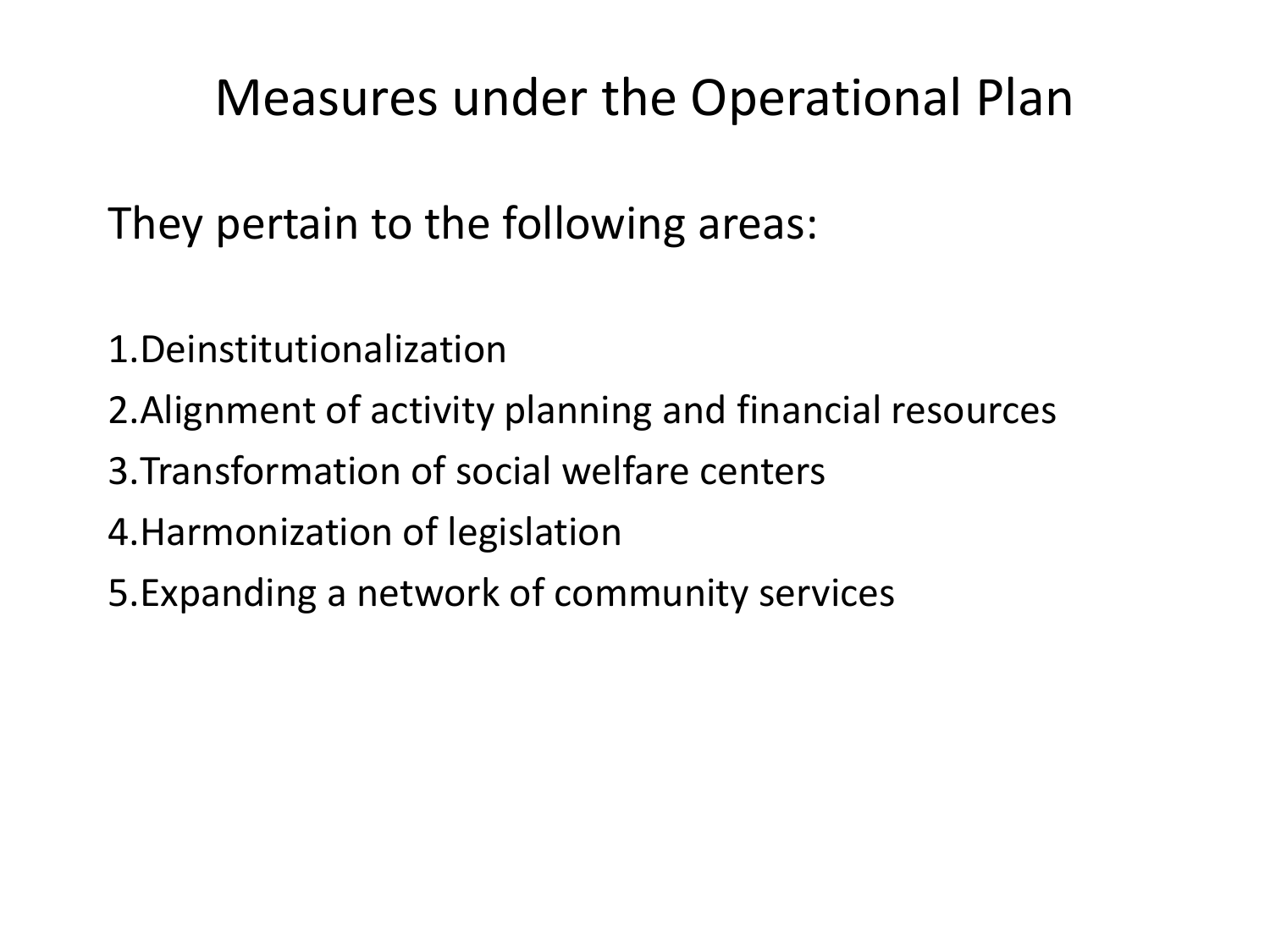# Measures under the Operational Plan

They pertain to the following areas:

1. Deinstitutionalization
2. Alignment of activity planning and financial resources
3. Transformation of social welfare centers
4. Harmonization of legislation
5. Expanding a network of community services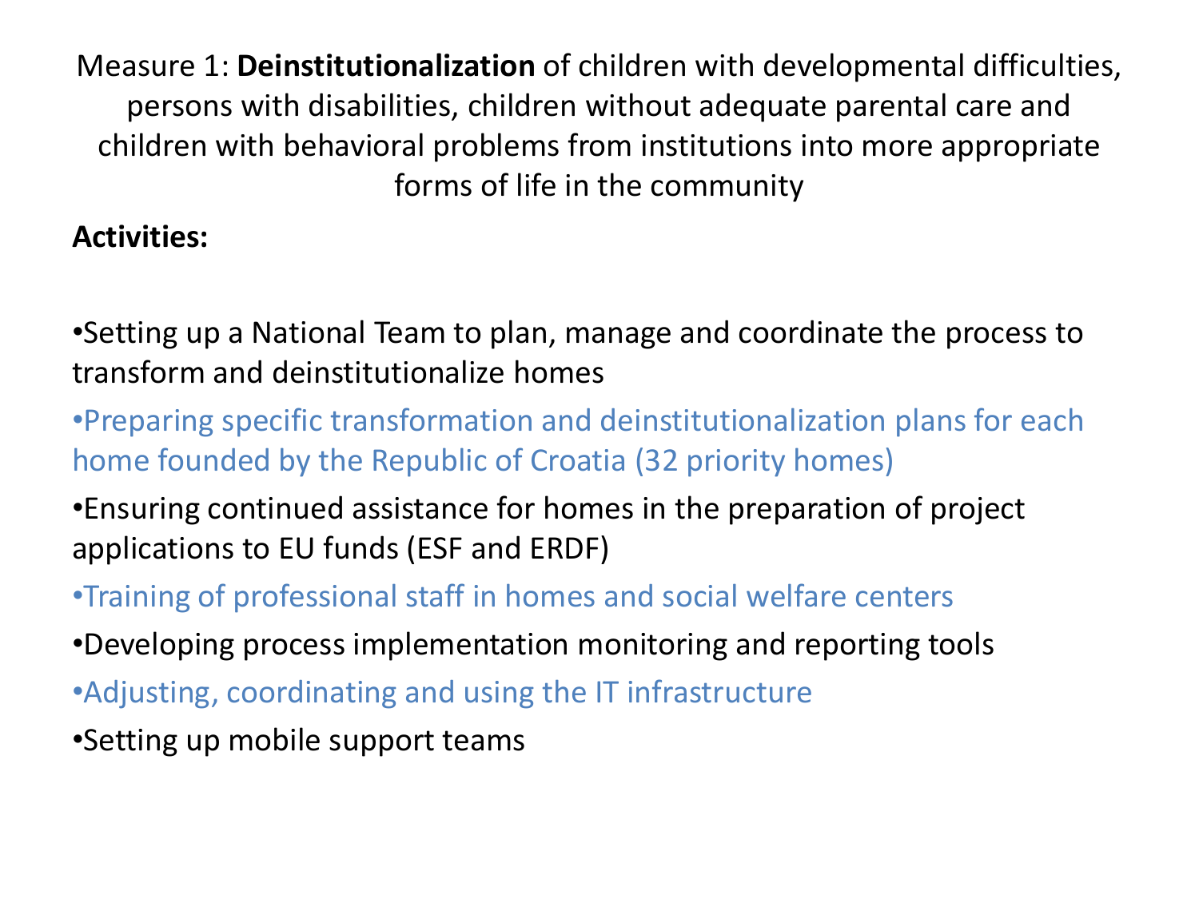Measure 1: **Deinstitutionalization** of children with developmental difficulties, persons with disabilities, children without adequate parental care and children with behavioral problems from institutions into more appropriate forms of life in the community

**Activities:**

- Setting up a National Team to plan, manage and coordinate the process to transform and deinstitutionalize homes
- Preparing specific transformation and deinstitutionalization plans for each home founded by the Republic of Croatia (32 priority homes)
- Ensuring continued assistance for homes in the preparation of project applications to EU funds (ESF and ERDF)
- Training of professional staff in homes and social welfare centers
- Developing process implementation monitoring and reporting tools
- Adjusting, coordinating and using the IT infrastructure
- Setting up mobile support teams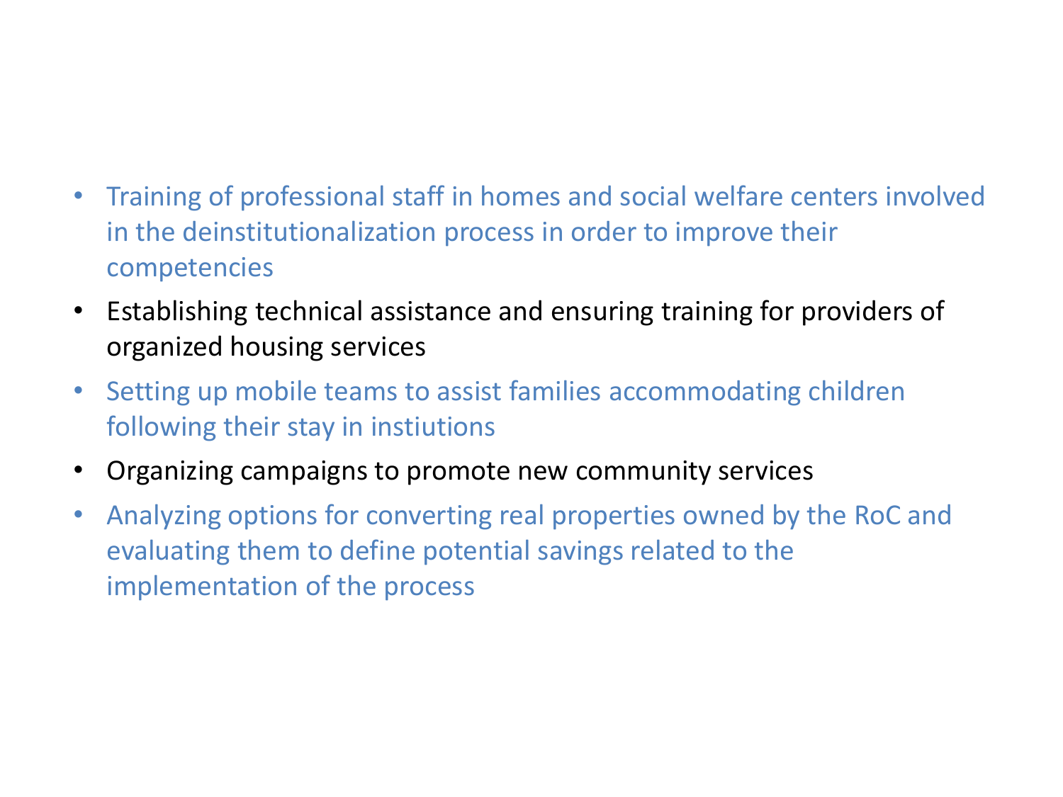- Training of professional staff in homes and social welfare centers involved in the deinstitutionalization process in order to improve their competencies
- Establishing technical assistance and ensuring training for providers of organized housing services
- Setting up mobile teams to assist families accommodating children following their stay in instiutions
- Organizing campaigns to promote new community services
- Analyzing options for converting real properties owned by the RoC and evaluating them to define potential savings related to the implementation of the process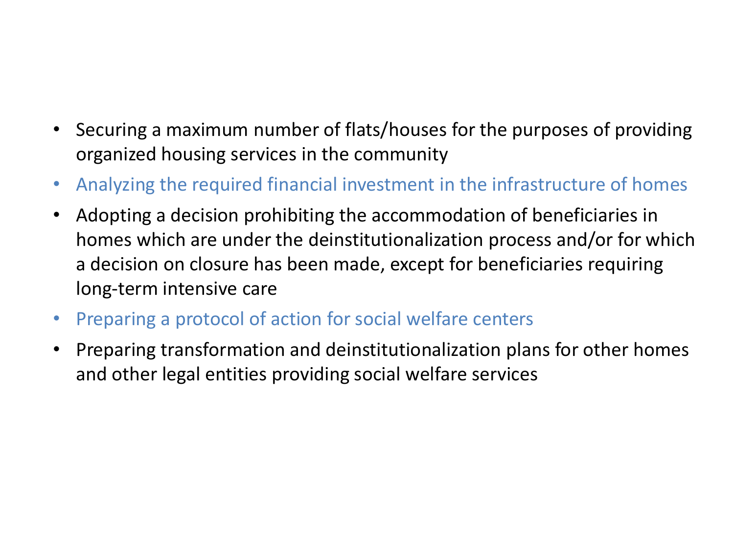- Securing a maximum number of flats/houses for the purposes of providing organized housing services in the community
- Analyzing the required financial investment in the infrastructure of homes
- Adopting a decision prohibiting the accommodation of beneficiaries in homes which are under the deinstitutionalization process and/or for which a decision on closure has been made, except for beneficiaries requiring long-term intensive care
- Preparing a protocol of action for social welfare centers
- Preparing transformation and deinstitutionalization plans for other homes and other legal entities providing social welfare services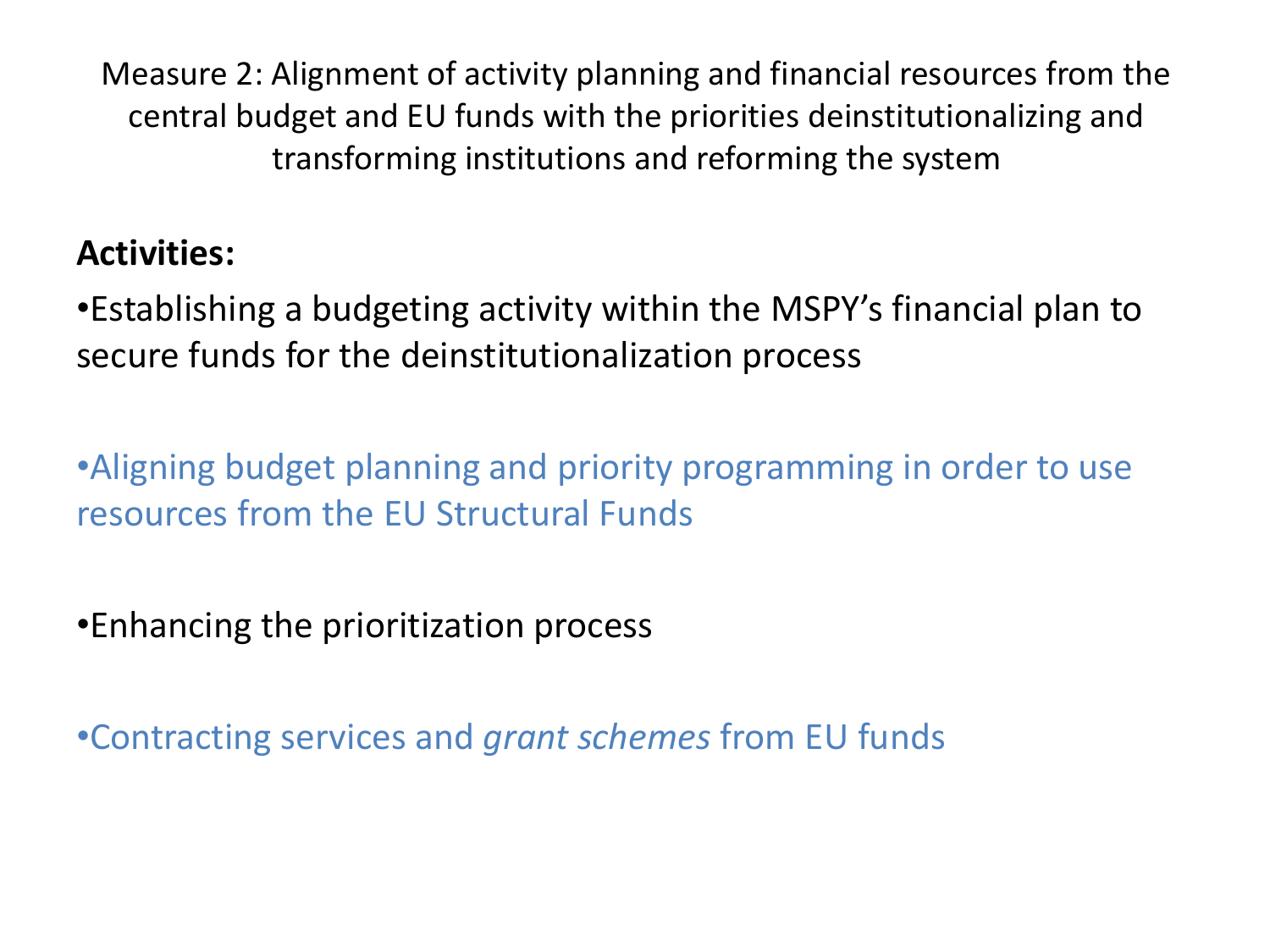Measure 2: Alignment of activity planning and financial resources from the central budget and EU funds with the priorities deinstitutionalizing and transforming institutions and reforming the system

**Activities:**

- Establishing a budgeting activity within the MSPY's financial plan to secure funds for the deinstitutionalization process

- Aligning budget planning and priority programming in order to use resources from the EU Structural Funds

- Enhancing the prioritization process

- Contracting services and *grant schemes* from EU funds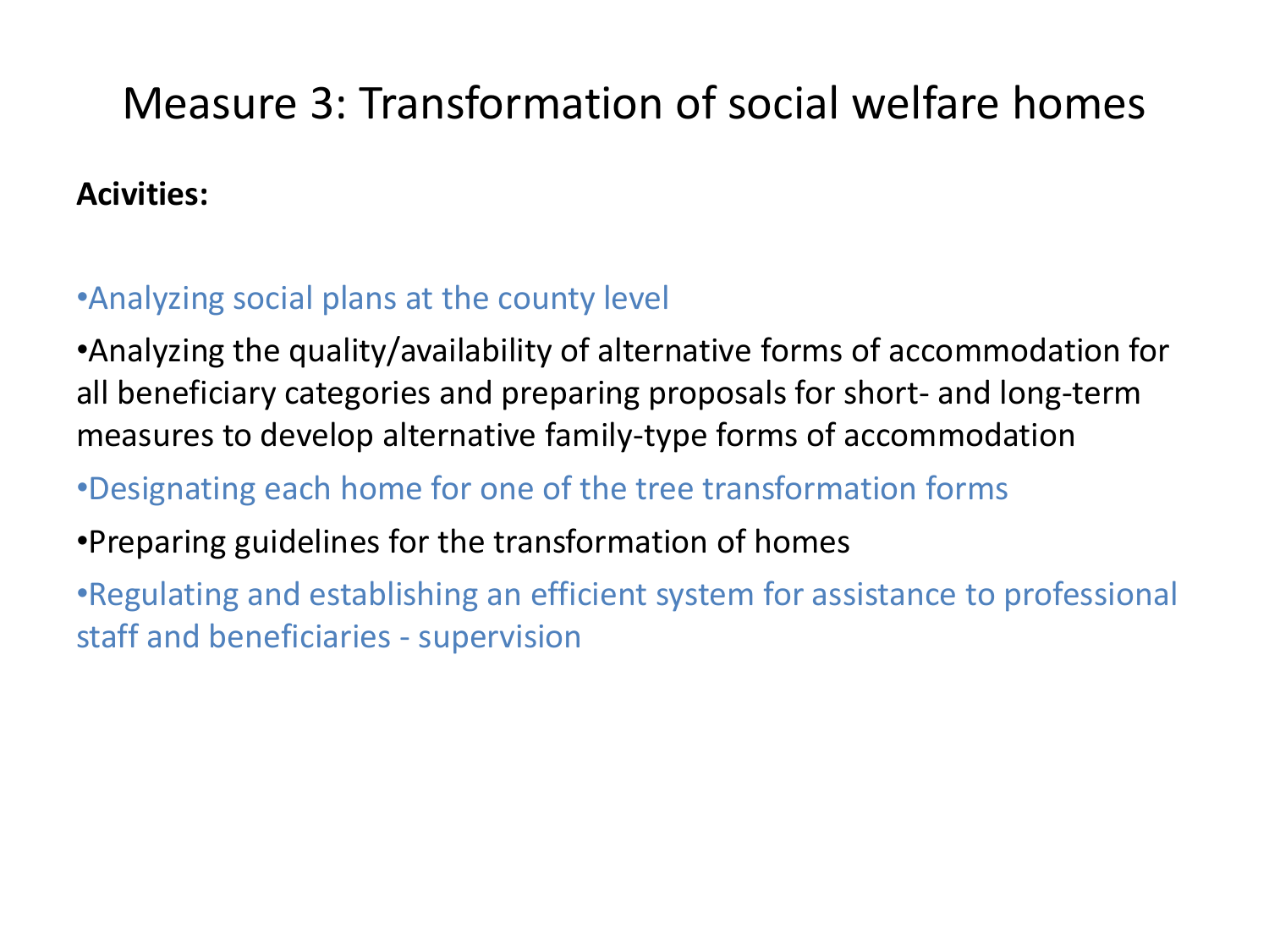# Measure 3: Transformation of social welfare homes

**Acivities:**

- Analyzing social plans at the county level
- Analyzing the quality/availability of alternative forms of accommodation for all beneficiary categories and preparing proposals for short- and long-term measures to develop alternative family-type forms of accommodation
- Designating each home for one of the tree transformation forms
- Preparing guidelines for the transformation of homes
- Regulating and establishing an efficient system for assistance to professional staff and beneficiaries - supervision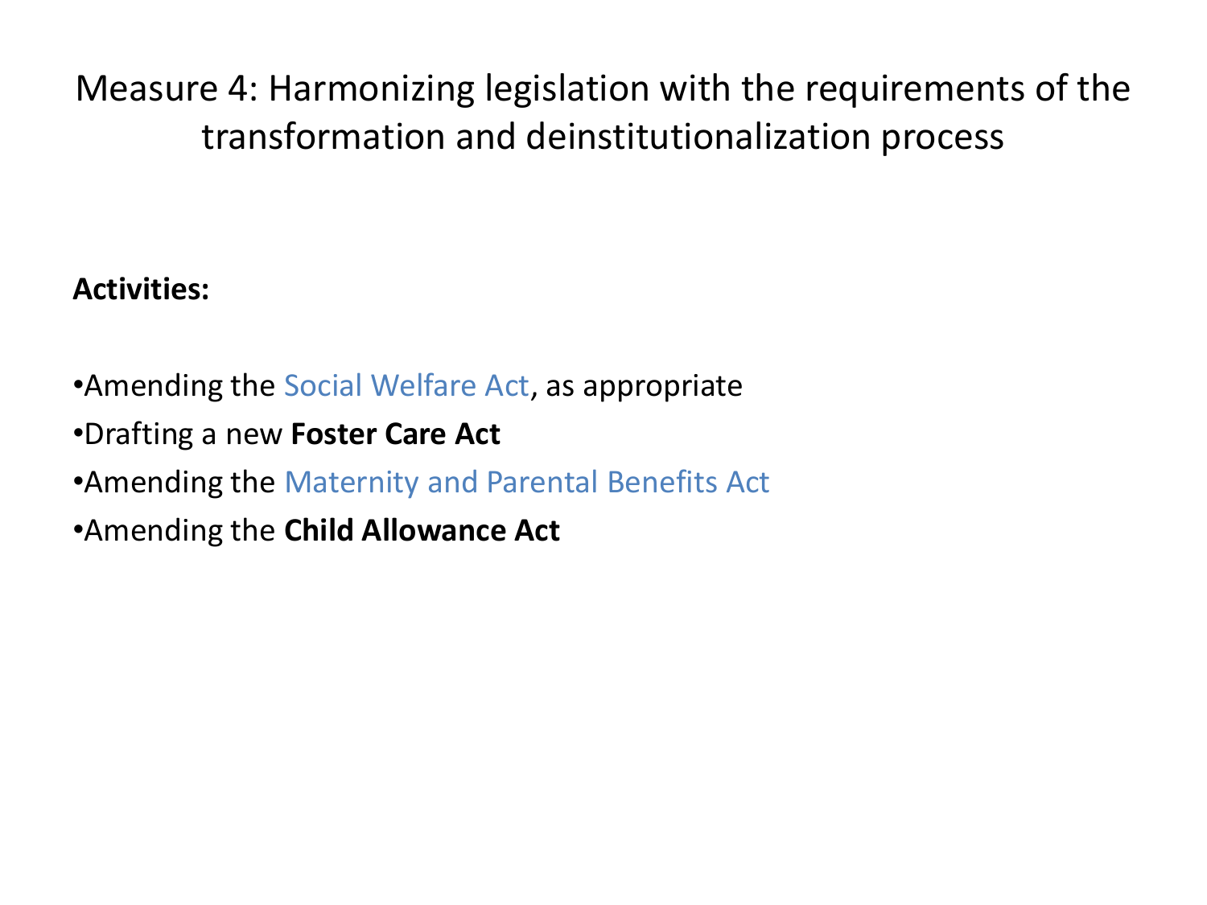# Measure 4: Harmonizing legislation with the requirements of the transformation and deinstitutionalization process

**Activities:**

- Amending the Social Welfare Act, as appropriate
- Drafting a new **Foster Care Act**
- Amending the Maternity and Parental Benefits Act
- Amending the **Child Allowance Act**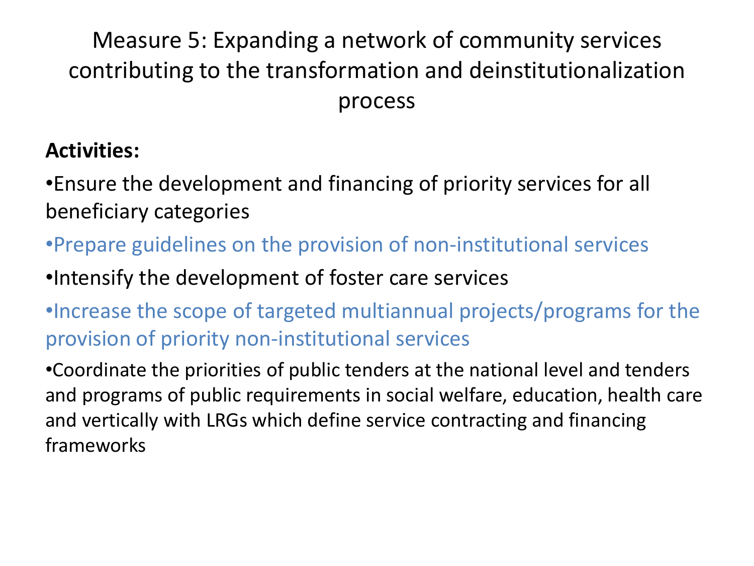# Measure 5: Expanding a network of community services contributing to the transformation and deinstitutionalization process

**Activities:**

- Ensure the development and financing of priority services for all beneficiary categories
- Prepare guidelines on the provision of non-institutional services
- Intensify the development of foster care services
- Increase the scope of targeted multiannual projects/programs for the provision of priority non-institutional services
- Coordinate the priorities of public tenders at the national level and tenders and programs of public requirements in social welfare, education, health care and vertically with LRGs which define service contracting and financing frameworks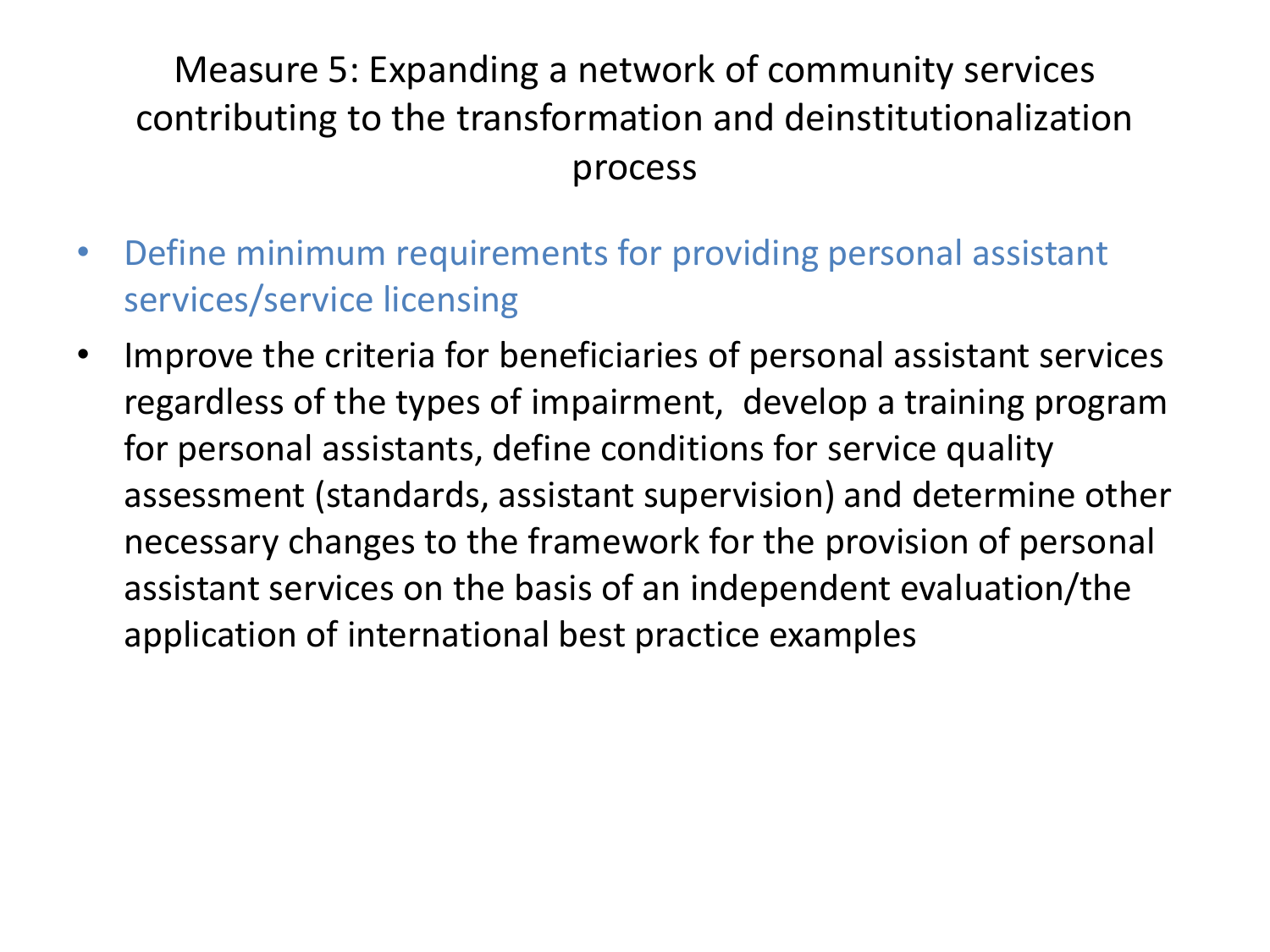# Measure 5: Expanding a network of community services contributing to the transformation and deinstitutionalization process

- Define minimum requirements for providing personal assistant services/service licensing
- Improve the criteria for beneficiaries of personal assistant services regardless of the types of impairment, develop a training program for personal assistants, define conditions for service quality assessment (standards, assistant supervision) and determine other necessary changes to the framework for the provision of personal assistant services on the basis of an independent evaluation/the application of international best practice examples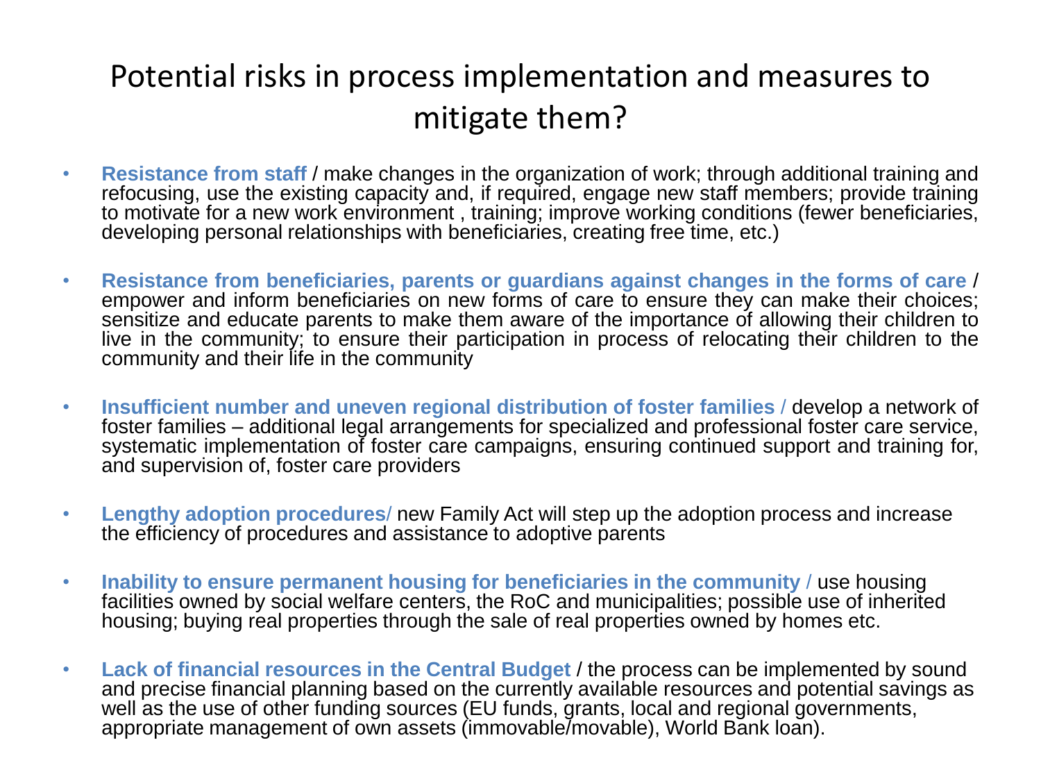# Potential risks in process implementation and measures to mitigate them?

- **Resistance from staff** / make changes in the organization of work; through additional training and refocusing, use the existing capacity and, if required, engage new staff members; provide training to motivate for a new work environment , training; improve working conditions (fewer beneficiaries, developing personal relationships with beneficiaries, creating free time, etc.)

- **Resistance from beneficiaries, parents or guardians against changes in the forms of care** / empower and inform beneficiaries on new forms of care to ensure they can make their choices; sensitize and educate parents to make them aware of the importance of allowing their children to live in the community; to ensure their participation in process of relocating their children to the community and their life in the community

- **Insufficient number and uneven regional distribution of foster families** / develop a network of foster families – additional legal arrangements for specialized and professional foster care service, systematic implementation of foster care campaigns, ensuring continued support and training for, and supervision of, foster care providers

- **Lengthy adoption procedures**/ new Family Act will step up the adoption process and increase the efficiency of procedures and assistance to adoptive parents

- **Inability to ensure permanent housing for beneficiaries in the community** / use housing facilities owned by social welfare centers, the RoC and municipalities; possible use of inherited housing; buying real properties through the sale of real properties owned by homes etc.

- **Lack of financial resources in the Central Budget** / the process can be implemented by sound and precise financial planning based on the currently available resources and potential savings as well as the use of other funding sources (EU funds, grants, local and regional governments, appropriate management of own assets (immovable/movable), World Bank loan).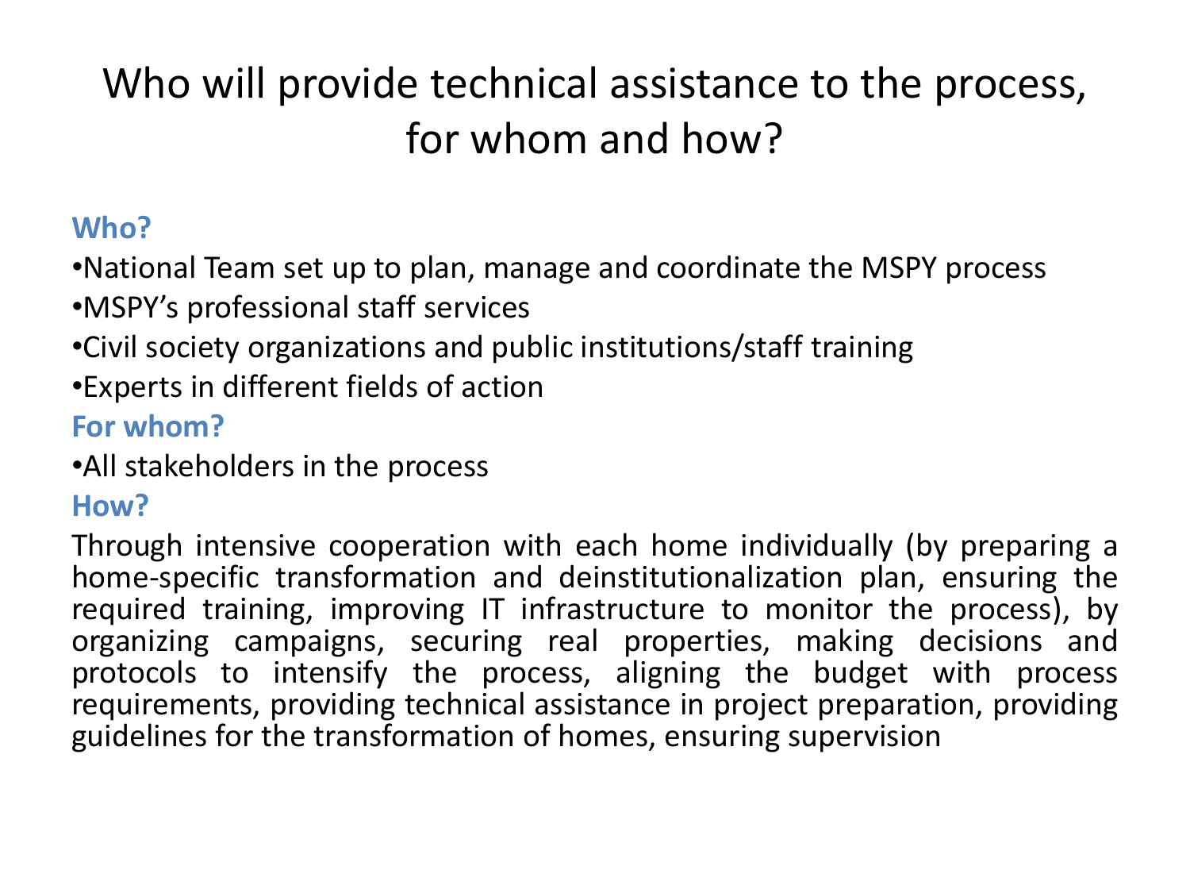# Who will provide technical assistance to the process, for whom and how?

**Who?**

- National Team set up to plan, manage and coordinate the MSPY process
- MSPY's professional staff services
- Civil society organizations and public institutions/staff training
- Experts in different fields of action

**For whom?**

- All stakeholders in the process

**How?**

Through intensive cooperation with each home individually (by preparing a home-specific transformation and deinstitutionalization plan, ensuring the required training, improving IT infrastructure to monitor the process), by organizing campaigns, securing real properties, making decisions and protocols to intensify the process, aligning the budget with process requirements, providing technical assistance in project preparation, providing guidelines for the transformation of homes, ensuring supervision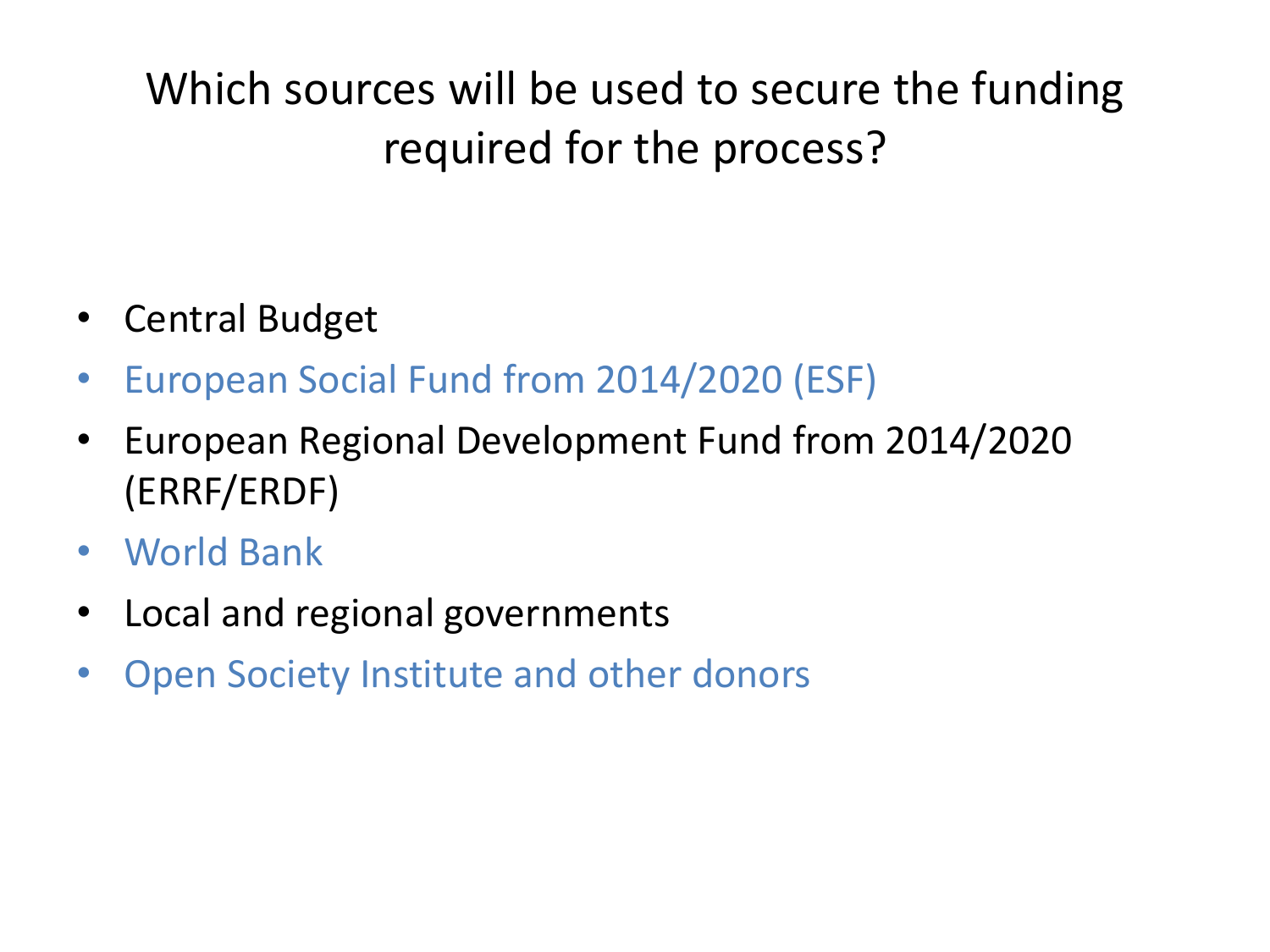# Which sources will be used to secure the funding required for the process?

- Central Budget
- European Social Fund from 2014/2020 (ESF)
- European Regional Development Fund from 2014/2020 (ERRF/ERDF)
- World Bank
- Local and regional governments
- Open Society Institute and other donors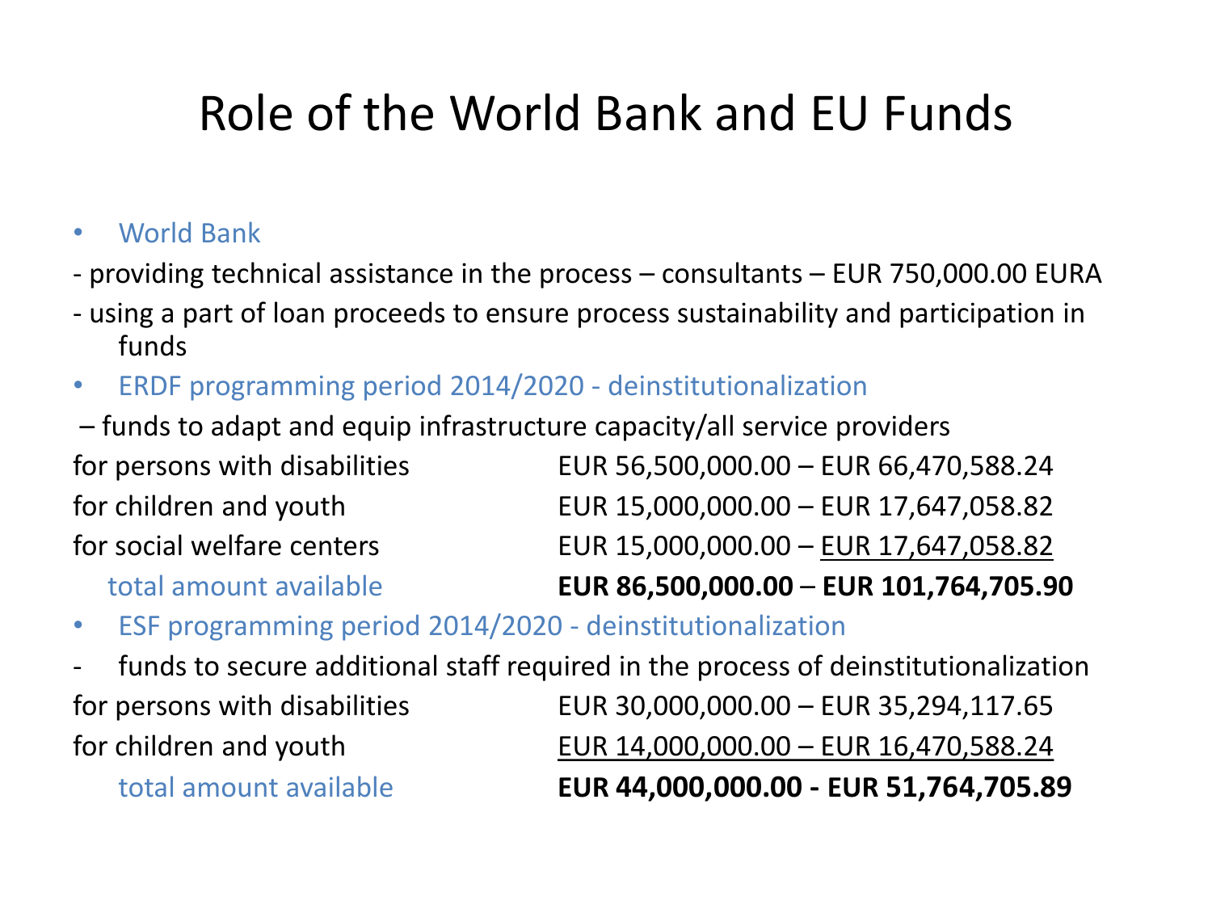# Role of the World Bank and EU Funds

- World Bank

- providing technical assistance in the process – consultants – EUR 750,000.00 EURA
- using a part of loan proceeds to ensure process sustainability and participation in funds

- ERDF programming period 2014/2020 - deinstitutionalization

– funds to adapt and equip infrastructure capacity/all service providers

| | |
|---|---|
| for persons with disabilities | EUR 56,500,000.00 – EUR 66,470,588.24 |
| for children and youth | EUR 15,000,000.00 – EUR 17,647,058.82 |
| for social welfare centers | EUR 15,000,000.00 – EUR 17,647,058.82 |
| total amount available | **EUR 86,500,000.00 – EUR 101,764,705.90** |

- ESF programming period 2014/2020 - deinstitutionalization

- funds to secure additional staff required in the process of deinstitutionalization

| | |
|---|---|
| for persons with disabilities | EUR 30,000,000.00 – EUR 35,294,117.65 |
| for children and youth | EUR 14,000,000.00 – EUR 16,470,588.24 |
| total amount available | **EUR 44,000,000.00 - EUR 51,764,705.89** |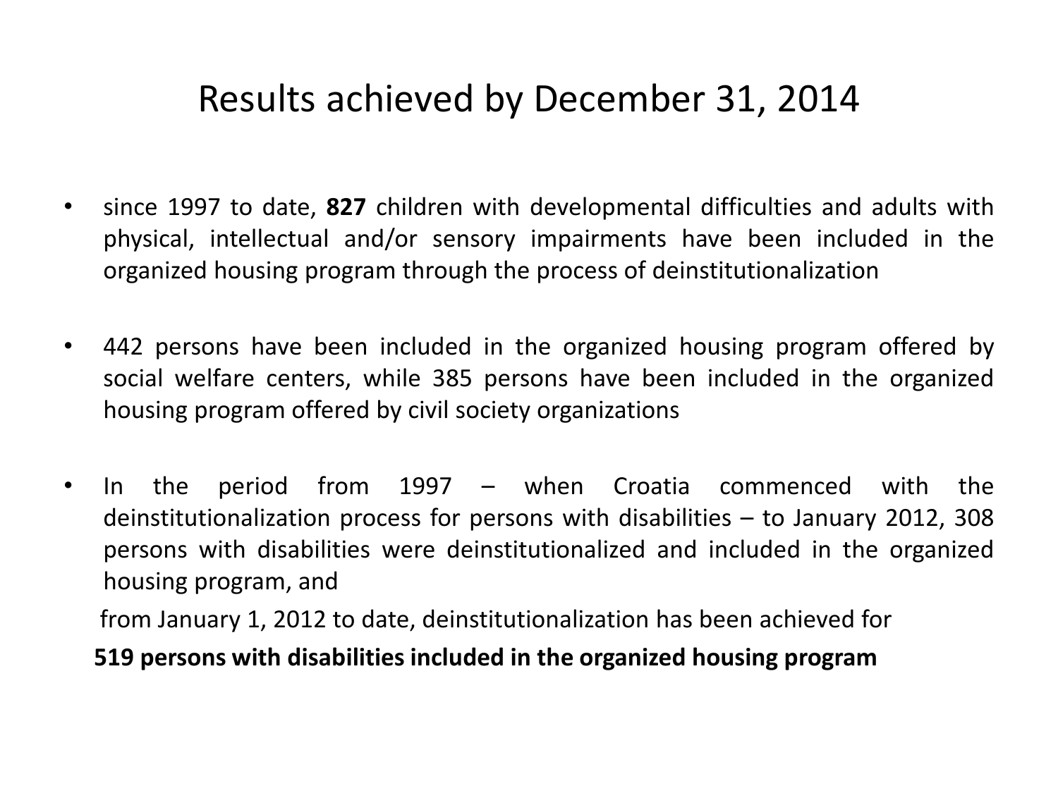# Results achieved by December 31, 2014

- since 1997 to date, **827** children with developmental difficulties and adults with physical, intellectual and/or sensory impairments have been included in the organized housing program through the process of deinstitutionalization

- 442 persons have been included in the organized housing program offered by social welfare centers, while 385 persons have been included in the organized housing program offered by civil society organizations

- In the period from 1997 – when Croatia commenced with the deinstitutionalization process for persons with disabilities – to January 2012, 308 persons with disabilities were deinstitutionalized and included in the organized housing program, and

  from January 1, 2012 to date, deinstitutionalization has been achieved for

  **519 persons with disabilities included in the organized housing program**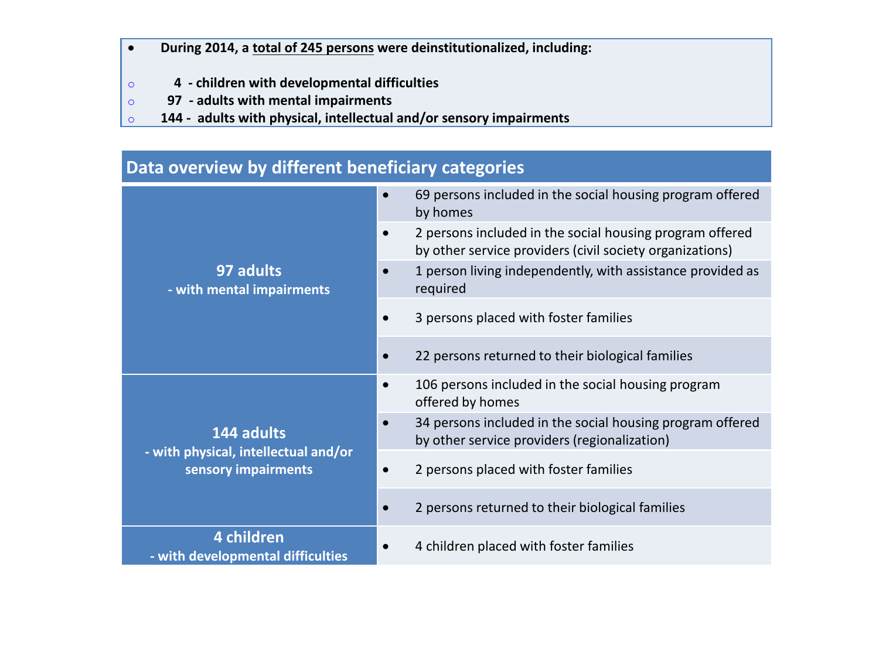- **During 2014, a total of 245 persons were deinstitutionalized, including:**
  - **4 - children with developmental difficulties**
  - **97 - adults with mental impairments**
  - **144 - adults with physical, intellectual and/or sensory impairments**

## Data overview by different beneficiary categories

| Category | Details |
|---|---|
| **97 adults - with mental impairments** | • 69 persons included in the social housing program offered by homes |
| | • 2 persons included in the social housing program offered by other service providers (civil society organizations) |
| | • 1 person living independently, with assistance provided as required |
| | • 3 persons placed with foster families |
| | • 22 persons returned to their biological families |
| **144 adults - with physical, intellectual and/or sensory impairments** | • 106 persons included in the social housing program offered by homes |
| | • 34 persons included in the social housing program offered by other service providers (regionalization) |
| | • 2 persons placed with foster families |
| | • 2 persons returned to their biological families |
| **4 children - with developmental difficulties** | • 4 children placed with foster families |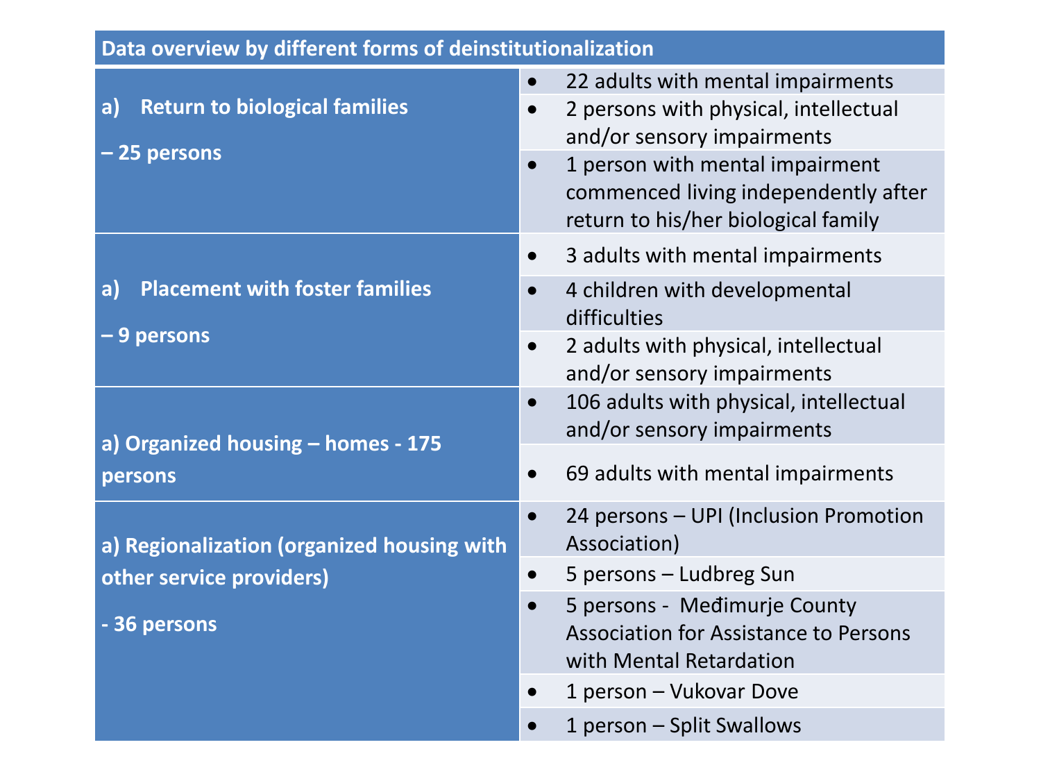| Data overview by different forms of deinstitutionalization | |
|---|---|
| **a) Return to biological families – 25 persons** | • 22 adults with mental impairments |
| | • 2 persons with physical, intellectual and/or sensory impairments |
| | • 1 person with mental impairment commenced living independently after return to his/her biological family |
| **a) Placement with foster families – 9 persons** | • 3 adults with mental impairments |
| | • 4 children with developmental difficulties |
| | • 2 adults with physical, intellectual and/or sensory impairments |
| **a) Organized housing – homes - 175 persons** | • 106 adults with physical, intellectual and/or sensory impairments |
| | • 69 adults with mental impairments |
| **a) Regionalization (organized housing with other service providers) - 36 persons** | • 24 persons – UPI (Inclusion Promotion Association) |
| | • 5 persons – Ludbreg Sun |
| | • 5 persons - Međimurje County Association for Assistance to Persons with Mental Retardation |
| | • 1 person – Vukovar Dove |
| | • 1 person – Split Swallows |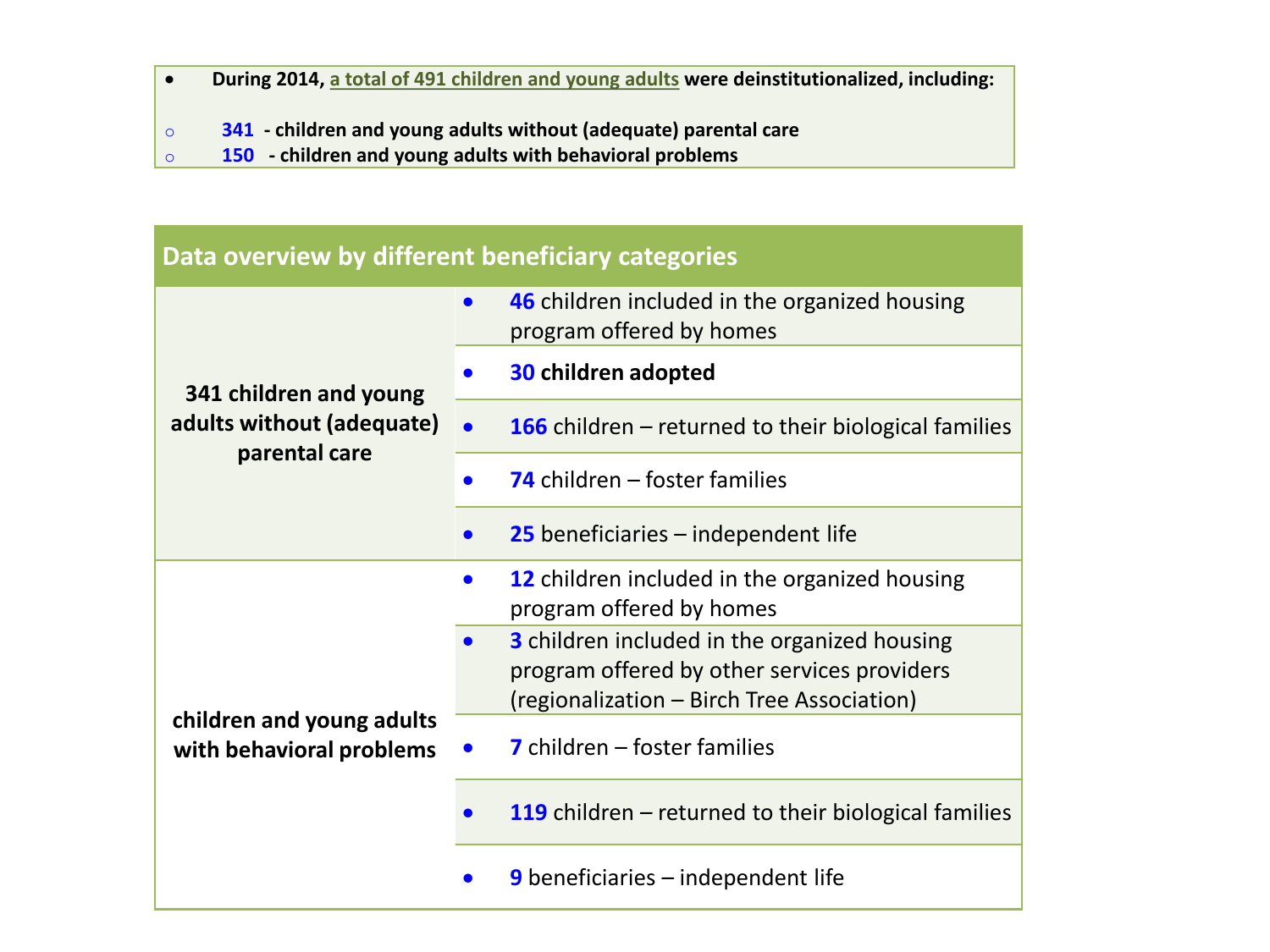- **During 2014, a total of 491 children and young adults were deinstitutionalized, including:**
  - **341 - children and young adults without (adequate) parental care**
  - **150 - children and young adults with behavioral problems**

| Data overview by different beneficiary categories | |
|---|---|
| **341 children and young adults without (adequate) parental care** | • **46** children included in the organized housing program offered by homes |
| | • **30 children adopted** |
| | • **166** children – returned to their biological families |
| | • **74** children – foster families |
| | • **25** beneficiaries – independent life |
| **children and young adults with behavioral problems** | • **12** children included in the organized housing program offered by homes |
| | • **3** children included in the organized housing program offered by other services providers (regionalization – Birch Tree Association) |
| | • **7** children – foster families |
| | • **119** children – returned to their biological families |
| | • **9** beneficiaries – independent life |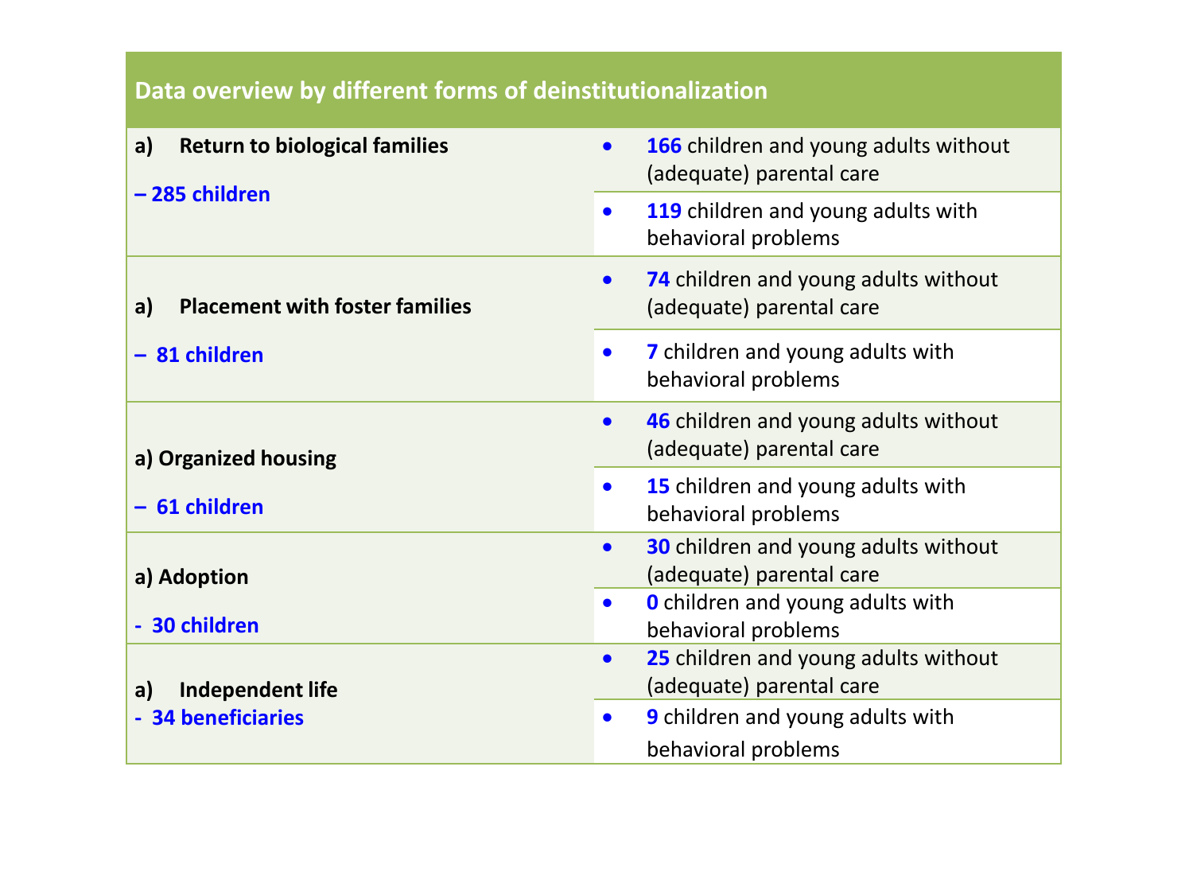| Data overview by different forms of deinstitutionalization | |
|---|---|
| **a) Return to biological families** – 285 children | • **166** children and young adults without (adequate) parental care |
| | • **119** children and young adults with behavioral problems |
| **a) Placement with foster families** – 81 children | • **74** children and young adults without (adequate) parental care |
| | • **7** children and young adults with behavioral problems |
| **a) Organized housing** – 61 children | • **46** children and young adults without (adequate) parental care |
| | • **15** children and young adults with behavioral problems |
| **a) Adoption** - 30 children | • **30** children and young adults without (adequate) parental care |
| | • **0** children and young adults with behavioral problems |
| **a) Independent life** - 34 beneficiaries | • **25** children and young adults without (adequate) parental care |
| | • **9** children and young adults with behavioral problems |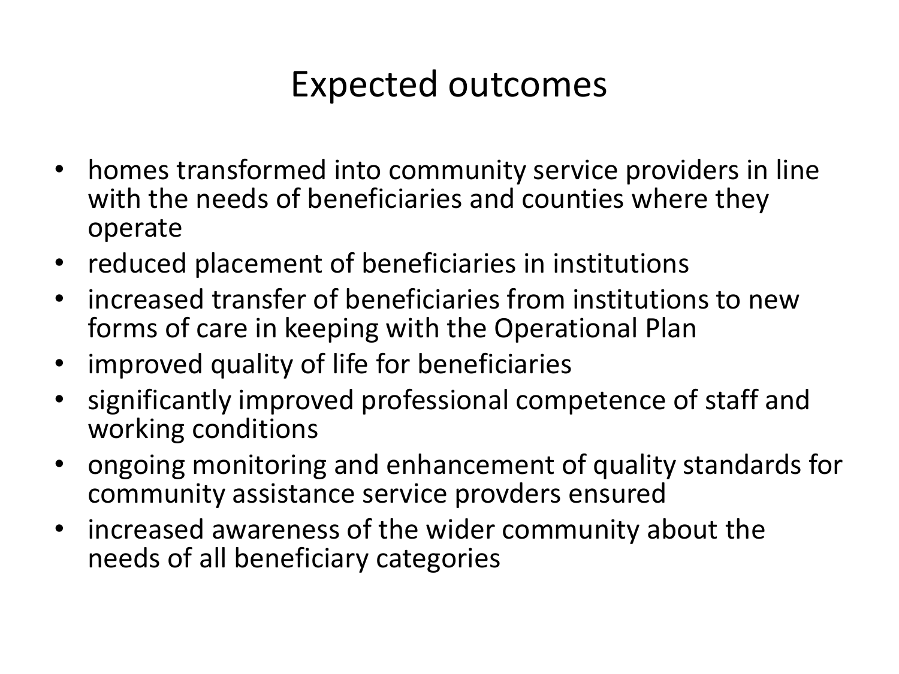# Expected outcomes

- homes transformed into community service providers in line with the needs of beneficiaries and counties where they operate
- reduced placement of beneficiaries in institutions
- increased transfer of beneficiaries from institutions to new forms of care in keeping with the Operational Plan
- improved quality of life for beneficiaries
- significantly improved professional competence of staff and working conditions
- ongoing monitoring and enhancement of quality standards for community assistance service provders ensured
- increased awareness of the wider community about the needs of all beneficiary categories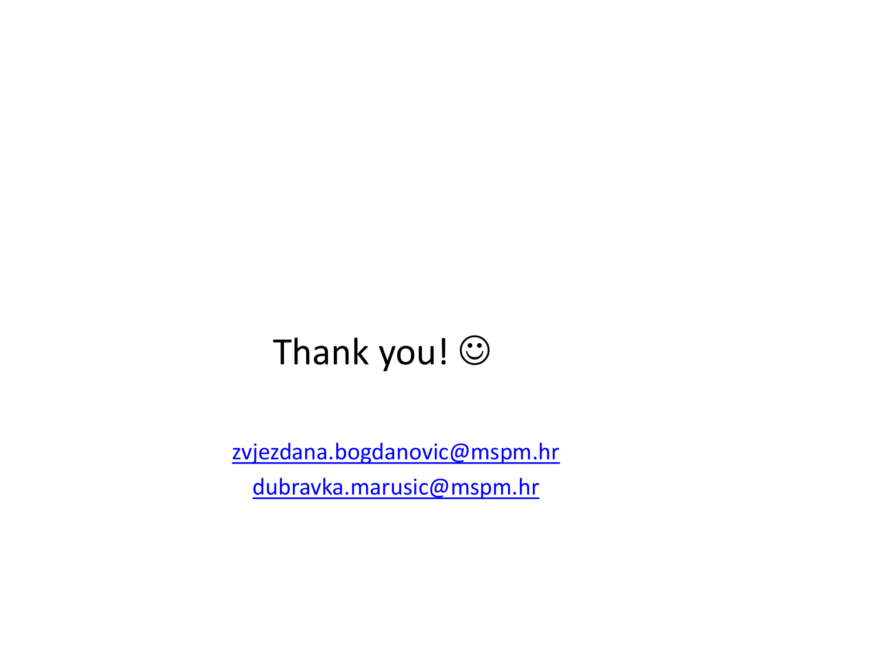Thank you! ☺

zvjezdana.bogdanovic@mspm.hr

dubravka.marusic@mspm.hr